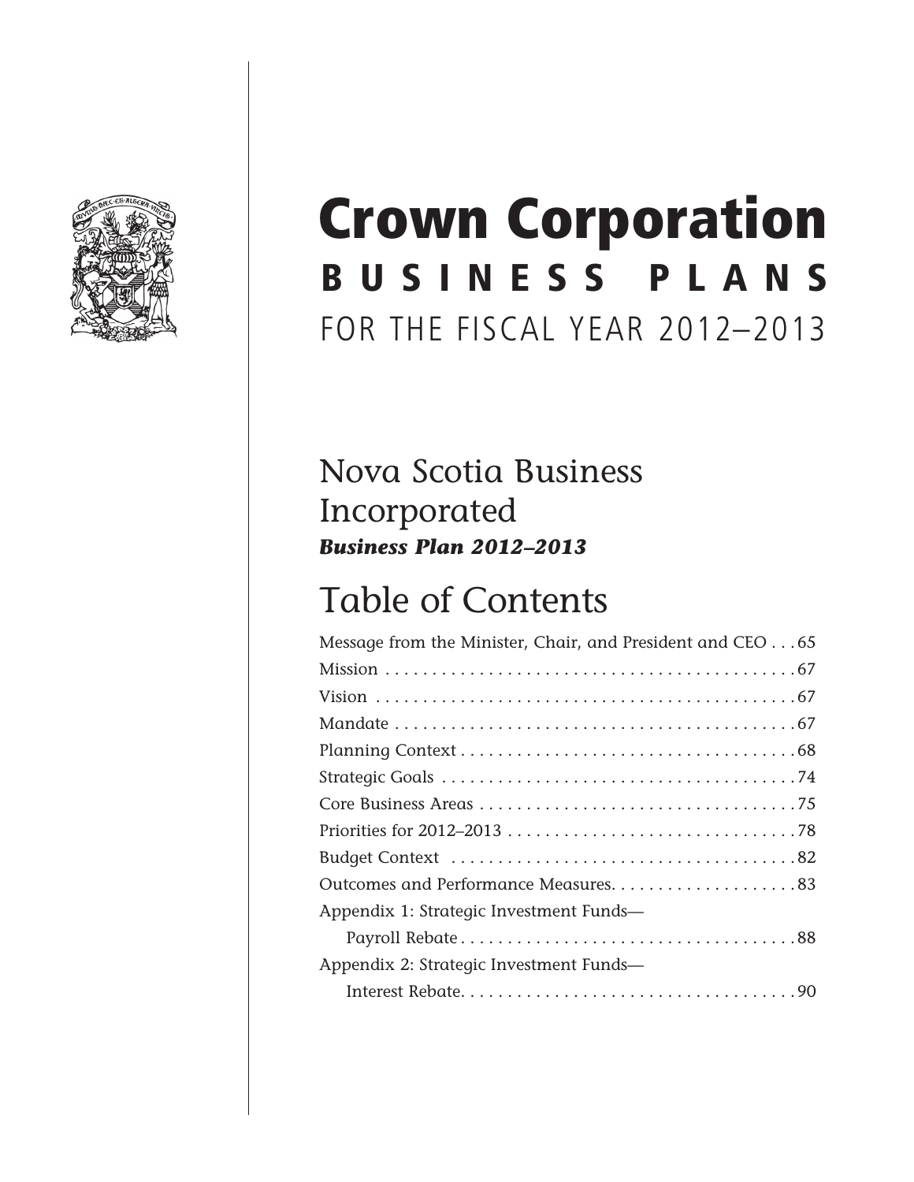# Crown Corporation

## BUSINESS PLANS

FOR THE FISCAL YEAR 2012–2013

## Nova Scotia Business Incorporated

***Business Plan 2012–2013***

## Table of Contents

Message from the Minister, Chair, and President and CEO . . . 65

Mission . . . 67

Vision . . . 67

Mandate . . . 67

Planning Context . . . 68

Strategic Goals . . . 74

Core Business Areas . . . 75

Priorities for 2012–2013 . . . 78

Budget Context . . . 82

Outcomes and Performance Measures . . . 83

Appendix 1: Strategic Investment Funds—Payroll Rebate . . . 88

Appendix 2: Strategic Investment Funds—Interest Rebate . . . 90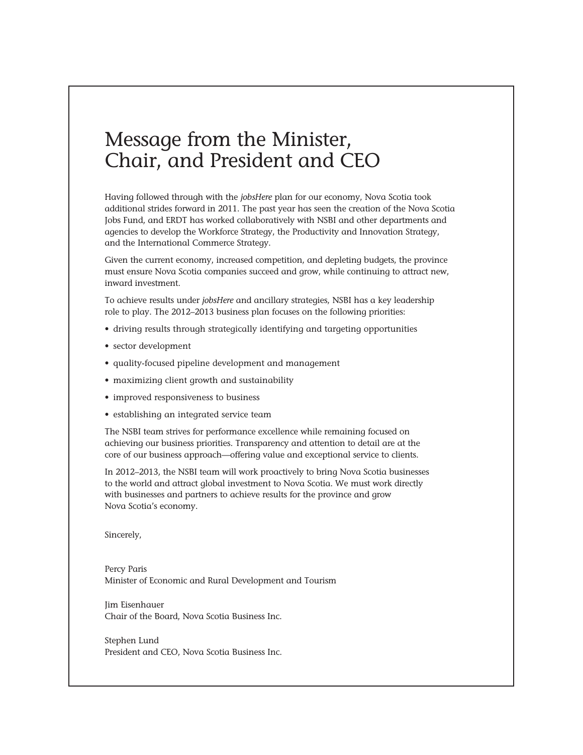# Message from the Minister, Chair, and President and CEO

Having followed through with the *jobsHere* plan for our economy, Nova Scotia took additional strides forward in 2011. The past year has seen the creation of the Nova Scotia Jobs Fund, and ERDT has worked collaboratively with NSBI and other departments and agencies to develop the Workforce Strategy, the Productivity and Innovation Strategy, and the International Commerce Strategy.

Given the current economy, increased competition, and depleting budgets, the province must ensure Nova Scotia companies succeed and grow, while continuing to attract new, inward investment.

To achieve results under *jobsHere* and ancillary strategies, NSBI has a key leadership role to play. The 2012–2013 business plan focuses on the following priorities:

- driving results through strategically identifying and targeting opportunities
- sector development
- quality-focused pipeline development and management
- maximizing client growth and sustainability
- improved responsiveness to business
- establishing an integrated service team

The NSBI team strives for performance excellence while remaining focused on achieving our business priorities. Transparency and attention to detail are at the core of our business approach—offering value and exceptional service to clients.

In 2012–2013, the NSBI team will work proactively to bring Nova Scotia businesses to the world and attract global investment to Nova Scotia. We must work directly with businesses and partners to achieve results for the province and grow Nova Scotia's economy.

Sincerely,

Percy Paris
Minister of Economic and Rural Development and Tourism

Jim Eisenhauer
Chair of the Board, Nova Scotia Business Inc.

Stephen Lund
President and CEO, Nova Scotia Business Inc.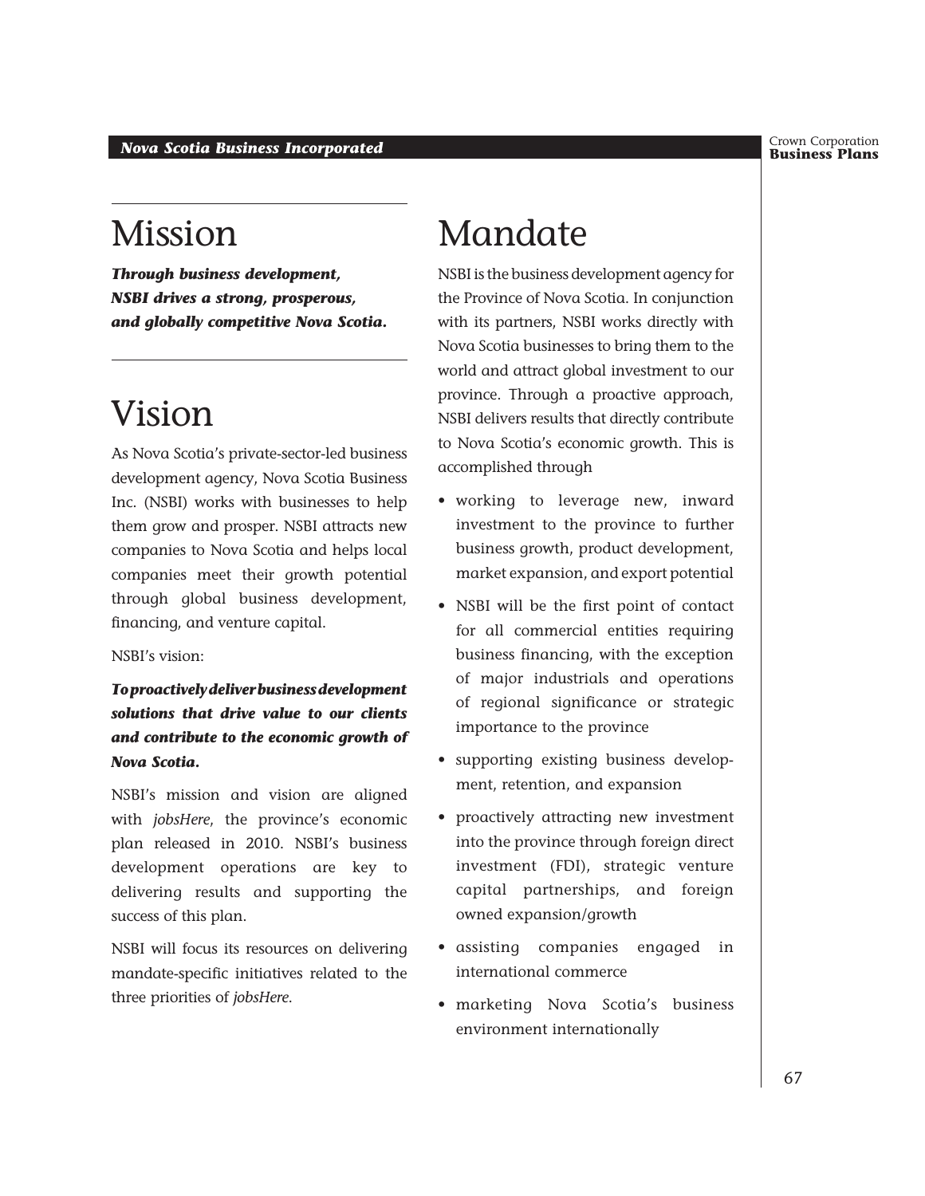# Mission

***Through business development, NSBI drives a strong, prosperous, and globally competitive Nova Scotia.***

# Vision

As Nova Scotia's private-sector-led business development agency, Nova Scotia Business Inc. (NSBI) works with businesses to help them grow and prosper. NSBI attracts new companies to Nova Scotia and helps local companies meet their growth potential through global business development, financing, and venture capital.

NSBI's vision:

***To proactively deliver business development solutions that drive value to our clients and contribute to the economic growth of Nova Scotia.***

NSBI's mission and vision are aligned with *jobsHere*, the province's economic plan released in 2010. NSBI's business development operations are key to delivering results and supporting the success of this plan.

NSBI will focus its resources on delivering mandate-specific initiatives related to the three priorities of *jobsHere*.

# Mandate

NSBI is the business development agency for the Province of Nova Scotia. In conjunction with its partners, NSBI works directly with Nova Scotia businesses to bring them to the world and attract global investment to our province. Through a proactive approach, NSBI delivers results that directly contribute to Nova Scotia's economic growth. This is accomplished through

- working to leverage new, inward investment to the province to further business growth, product development, market expansion, and export potential
- NSBI will be the first point of contact for all commercial entities requiring business financing, with the exception of major industrials and operations of regional significance or strategic importance to the province
- supporting existing business development, retention, and expansion
- proactively attracting new investment into the province through foreign direct investment (FDI), strategic venture capital partnerships, and foreign owned expansion/growth
- assisting companies engaged in international commerce
- marketing Nova Scotia's business environment internationally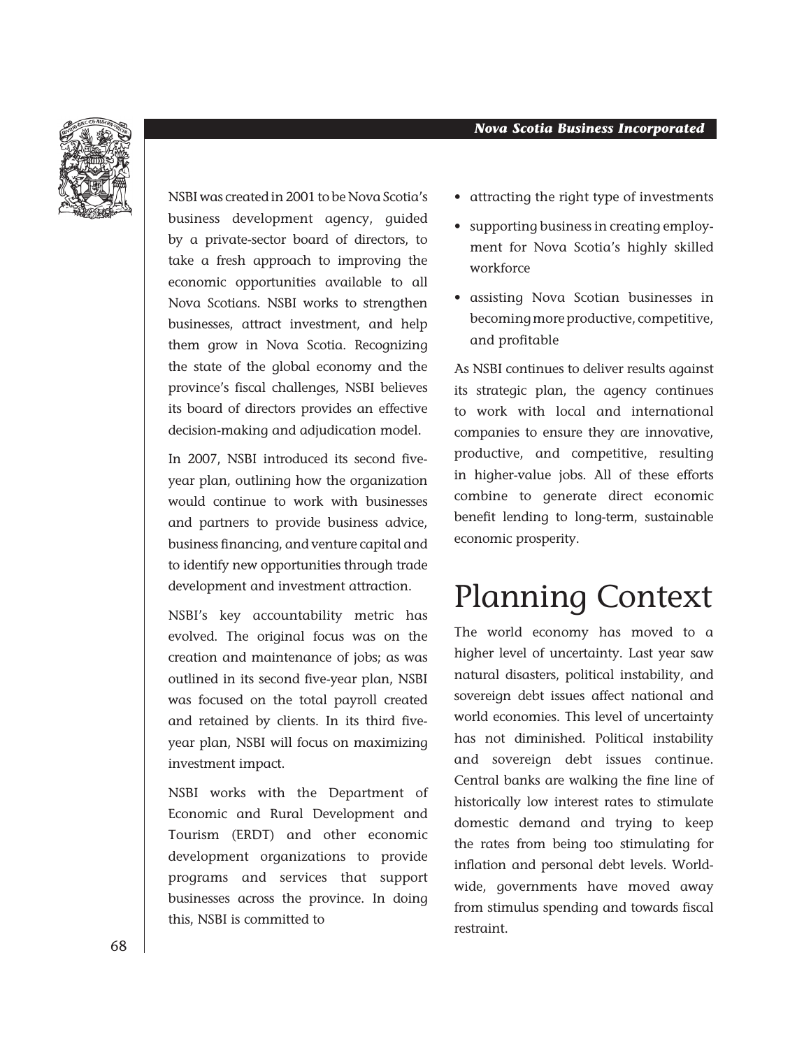NSBI was created in 2001 to be Nova Scotia's business development agency, guided by a private-sector board of directors, to take a fresh approach to improving the economic opportunities available to all Nova Scotians. NSBI works to strengthen businesses, attract investment, and help them grow in Nova Scotia. Recognizing the state of the global economy and the province's fiscal challenges, NSBI believes its board of directors provides an effective decision-making and adjudication model.

In 2007, NSBI introduced its second five-year plan, outlining how the organization would continue to work with businesses and partners to provide business advice, business financing, and venture capital and to identify new opportunities through trade development and investment attraction.

NSBI's key accountability metric has evolved. The original focus was on the creation and maintenance of jobs; as was outlined in its second five-year plan, NSBI was focused on the total payroll created and retained by clients. In its third five-year plan, NSBI will focus on maximizing investment impact.

NSBI works with the Department of Economic and Rural Development and Tourism (ERDT) and other economic development organizations to provide programs and services that support businesses across the province. In doing this, NSBI is committed to

- attracting the right type of investments
- supporting business in creating employment for Nova Scotia's highly skilled workforce
- assisting Nova Scotian businesses in becoming more productive, competitive, and profitable

As NSBI continues to deliver results against its strategic plan, the agency continues to work with local and international companies to ensure they are innovative, productive, and competitive, resulting in higher-value jobs. All of these efforts combine to generate direct economic benefit lending to long-term, sustainable economic prosperity.

# Planning Context

The world economy has moved to a higher level of uncertainty. Last year saw natural disasters, political instability, and sovereign debt issues affect national and world economies. This level of uncertainty has not diminished. Political instability and sovereign debt issues continue. Central banks are walking the fine line of historically low interest rates to stimulate domestic demand and trying to keep the rates from being too stimulating for inflation and personal debt levels. World-wide, governments have moved away from stimulus spending and towards fiscal restraint.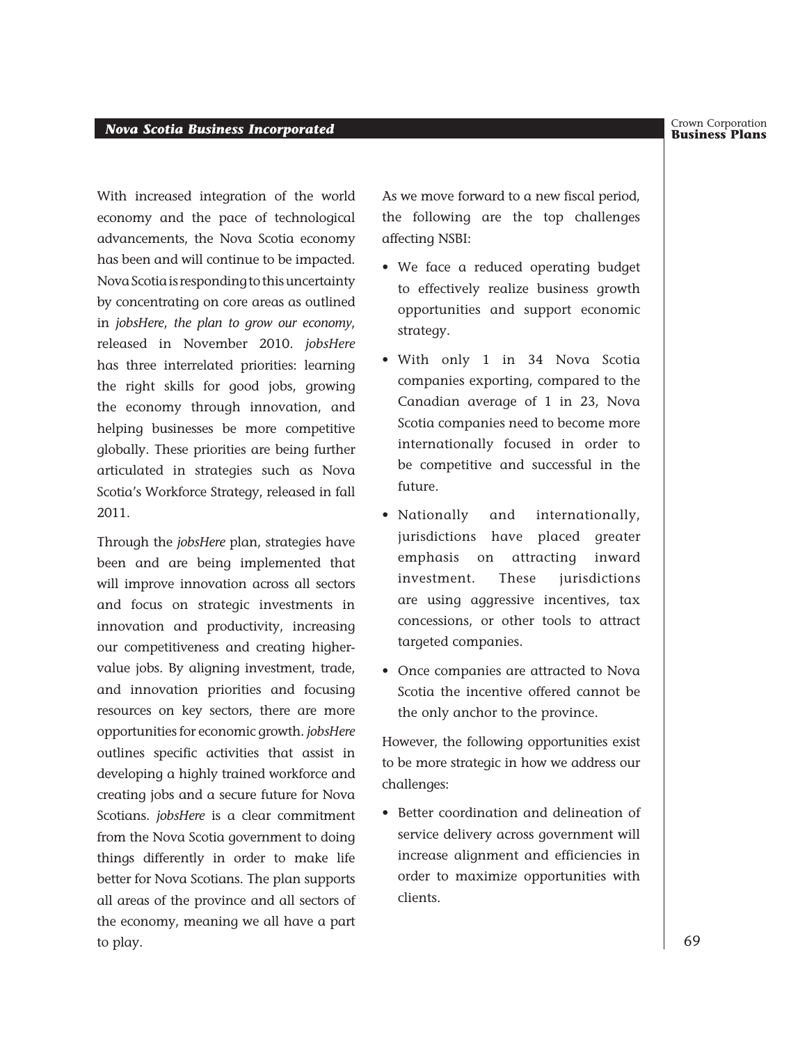With increased integration of the world economy and the pace of technological advancements, the Nova Scotia economy has been and will continue to be impacted. Nova Scotia is responding to this uncertainty by concentrating on core areas as outlined in *jobsHere, the plan to grow our economy*, released in November 2010. *jobsHere* has three interrelated priorities: learning the right skills for good jobs, growing the economy through innovation, and helping businesses be more competitive globally. These priorities are being further articulated in strategies such as Nova Scotia's Workforce Strategy, released in fall 2011.

Through the *jobsHere* plan, strategies have been and are being implemented that will improve innovation across all sectors and focus on strategic investments in innovation and productivity, increasing our competitiveness and creating higher-value jobs. By aligning investment, trade, and innovation priorities and focusing resources on key sectors, there are more opportunities for economic growth. *jobsHere* outlines specific activities that assist in developing a highly trained workforce and creating jobs and a secure future for Nova Scotians. *jobsHere* is a clear commitment from the Nova Scotia government to doing things differently in order to make life better for Nova Scotians. The plan supports all areas of the province and all sectors of the economy, meaning we all have a part to play.

As we move forward to a new fiscal period, the following are the top challenges affecting NSBI:

- We face a reduced operating budget to effectively realize business growth opportunities and support economic strategy.
- With only 1 in 34 Nova Scotia companies exporting, compared to the Canadian average of 1 in 23, Nova Scotia companies need to become more internationally focused in order to be competitive and successful in the future.
- Nationally and internationally, jurisdictions have placed greater emphasis on attracting inward investment. These jurisdictions are using aggressive incentives, tax concessions, or other tools to attract targeted companies.
- Once companies are attracted to Nova Scotia the incentive offered cannot be the only anchor to the province.

However, the following opportunities exist to be more strategic in how we address our challenges:

- Better coordination and delineation of service delivery across government will increase alignment and efficiencies in order to maximize opportunities with clients.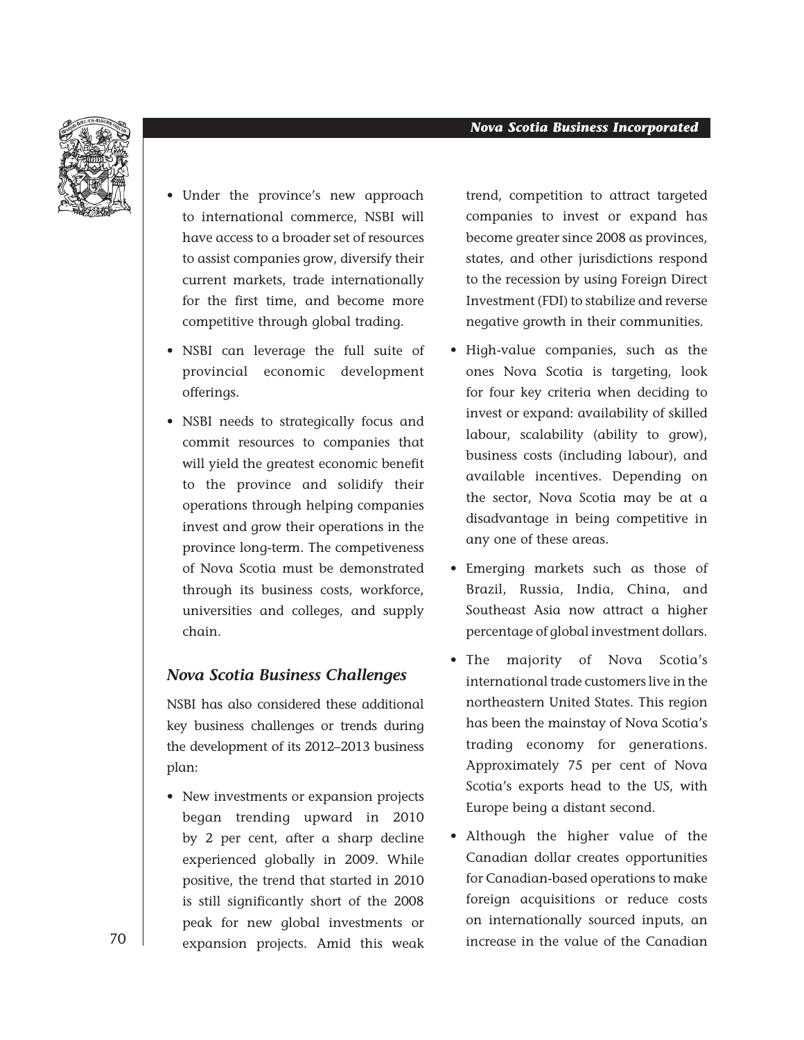- Under the province's new approach to international commerce, NSBI will have access to a broader set of resources to assist companies grow, diversify their current markets, trade internationally for the first time, and become more competitive through global trading.
- NSBI can leverage the full suite of provincial economic development offerings.
- NSBI needs to strategically focus and commit resources to companies that will yield the greatest economic benefit to the province and solidify their operations through helping companies invest and grow their operations in the province long-term. The competiveness of Nova Scotia must be demonstrated through its business costs, workforce, universities and colleges, and supply chain.

### *Nova Scotia Business Challenges*

NSBI has also considered these additional key business challenges or trends during the development of its 2012–2013 business plan:

- New investments or expansion projects began trending upward in 2010 by 2 per cent, after a sharp decline experienced globally in 2009. While positive, the trend that started in 2010 is still significantly short of the 2008 peak for new global investments or expansion projects. Amid this weak trend, competition to attract targeted companies to invest or expand has become greater since 2008 as provinces, states, and other jurisdictions respond to the recession by using Foreign Direct Investment (FDI) to stabilize and reverse negative growth in their communities.
- High-value companies, such as the ones Nova Scotia is targeting, look for four key criteria when deciding to invest or expand: availability of skilled labour, scalability (ability to grow), business costs (including labour), and available incentives. Depending on the sector, Nova Scotia may be at a disadvantage in being competitive in any one of these areas.
- Emerging markets such as those of Brazil, Russia, India, China, and Southeast Asia now attract a higher percentage of global investment dollars.
- The majority of Nova Scotia's international trade customers live in the northeastern United States. This region has been the mainstay of Nova Scotia's trading economy for generations. Approximately 75 per cent of Nova Scotia's exports head to the US, with Europe being a distant second.
- Although the higher value of the Canadian dollar creates opportunities for Canadian-based operations to make foreign acquisitions or reduce costs on internationally sourced inputs, an increase in the value of the Canadian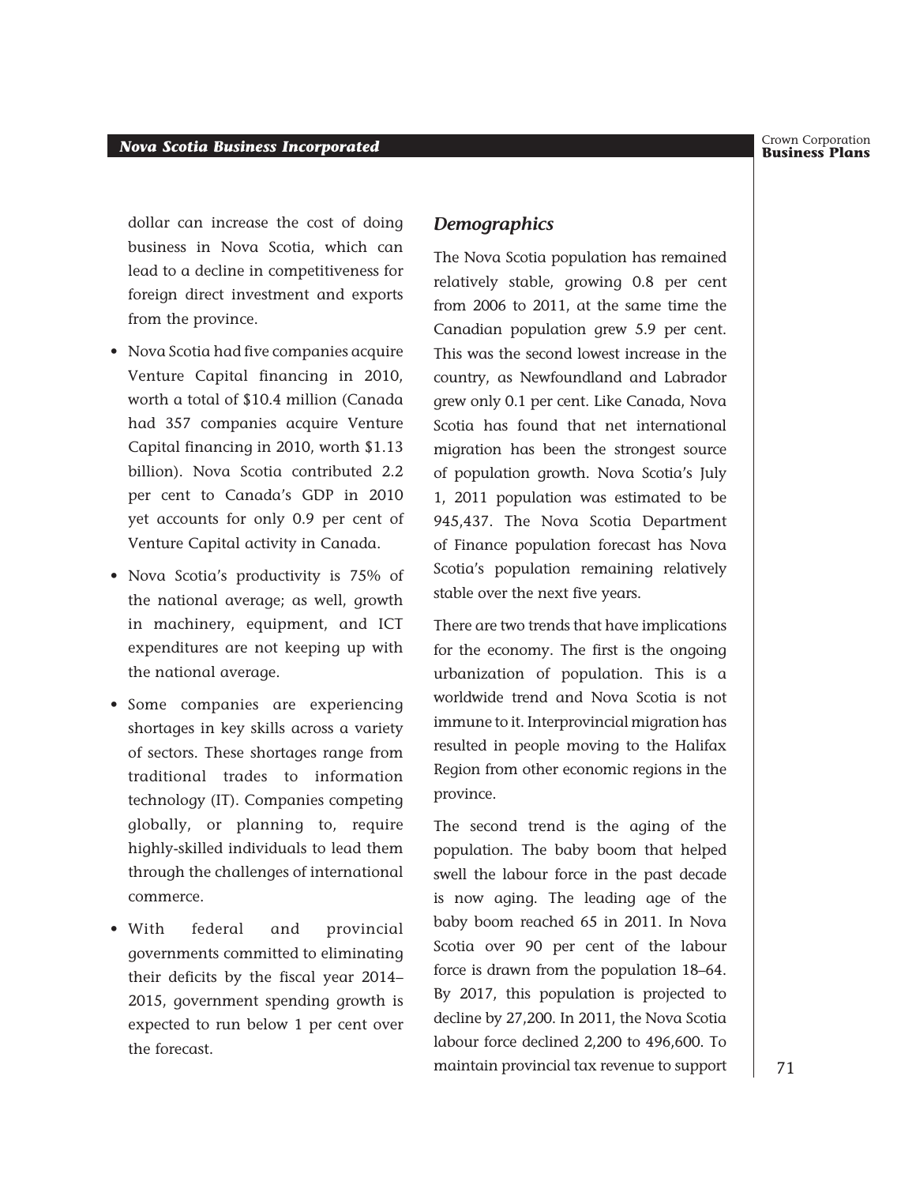dollar can increase the cost of doing business in Nova Scotia, which can lead to a decline in competitiveness for foreign direct investment and exports from the province.

- Nova Scotia had five companies acquire Venture Capital financing in 2010, worth a total of $10.4 million (Canada had 357 companies acquire Venture Capital financing in 2010, worth $1.13 billion). Nova Scotia contributed 2.2 per cent to Canada's GDP in 2010 yet accounts for only 0.9 per cent of Venture Capital activity in Canada.
- Nova Scotia's productivity is 75% of the national average; as well, growth in machinery, equipment, and ICT expenditures are not keeping up with the national average.
- Some companies are experiencing shortages in key skills across a variety of sectors. These shortages range from traditional trades to information technology (IT). Companies competing globally, or planning to, require highly-skilled individuals to lead them through the challenges of international commerce.
- With federal and provincial governments committed to eliminating their deficits by the fiscal year 2014–2015, government spending growth is expected to run below 1 per cent over the forecast.

### *Demographics*

The Nova Scotia population has remained relatively stable, growing 0.8 per cent from 2006 to 2011, at the same time the Canadian population grew 5.9 per cent. This was the second lowest increase in the country, as Newfoundland and Labrador grew only 0.1 per cent. Like Canada, Nova Scotia has found that net international migration has been the strongest source of population growth. Nova Scotia's July 1, 2011 population was estimated to be 945,437. The Nova Scotia Department of Finance population forecast has Nova Scotia's population remaining relatively stable over the next five years.

There are two trends that have implications for the economy. The first is the ongoing urbanization of population. This is a worldwide trend and Nova Scotia is not immune to it. Interprovincial migration has resulted in people moving to the Halifax Region from other economic regions in the province.

The second trend is the aging of the population. The baby boom that helped swell the labour force in the past decade is now aging. The leading age of the baby boom reached 65 in 2011. In Nova Scotia over 90 per cent of the labour force is drawn from the population 18–64. By 2017, this population is projected to decline by 27,200. In 2011, the Nova Scotia labour force declined 2,200 to 496,600. To maintain provincial tax revenue to support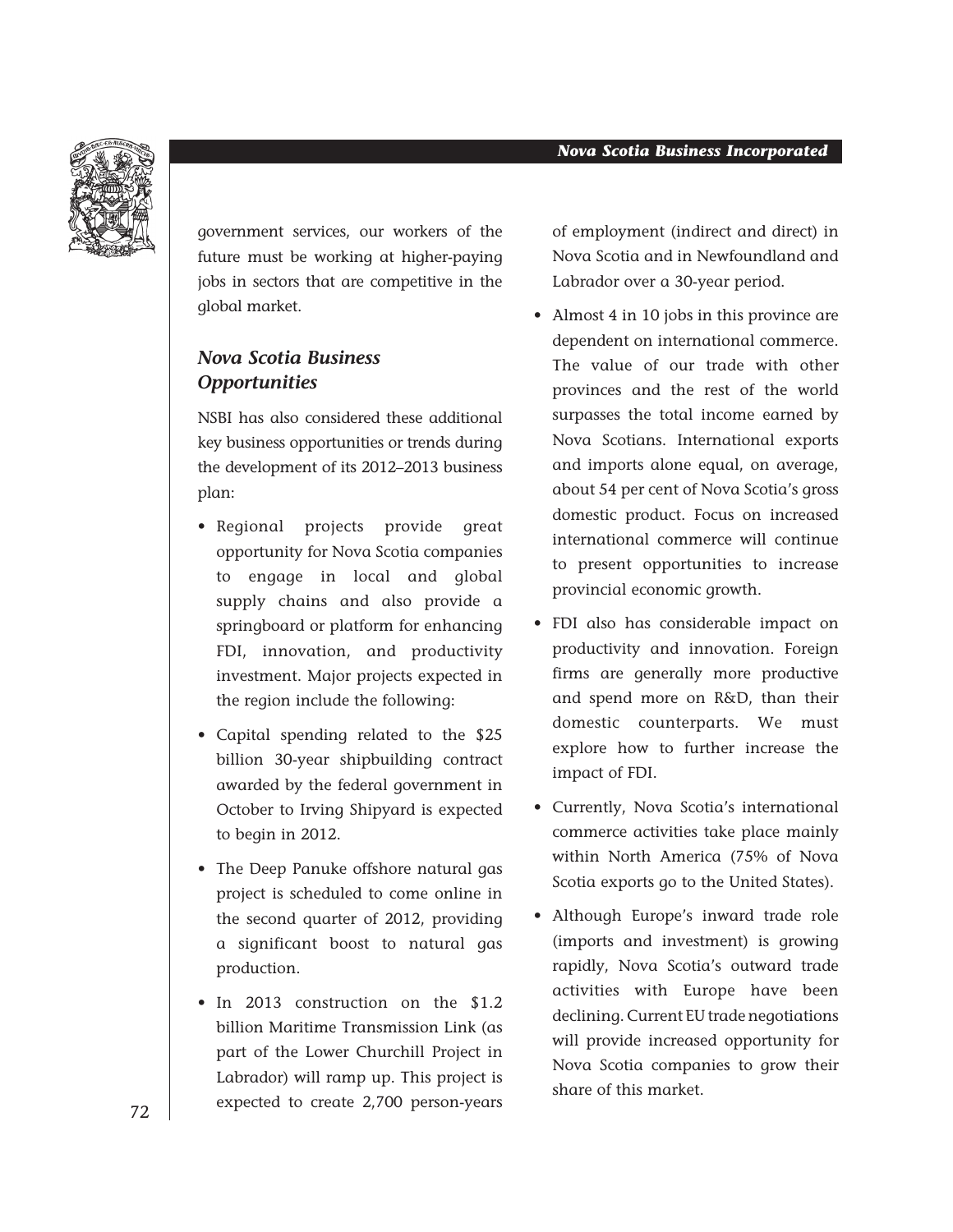government services, our workers of the future must be working at higher-paying jobs in sectors that are competitive in the global market.

### *Nova Scotia Business Opportunities*

NSBI has also considered these additional key business opportunities or trends during the development of its 2012–2013 business plan:

- Regional projects provide great opportunity for Nova Scotia companies to engage in local and global supply chains and also provide a springboard or platform for enhancing FDI, innovation, and productivity investment. Major projects expected in the region include the following:
- Capital spending related to the $25 billion 30-year shipbuilding contract awarded by the federal government in October to Irving Shipyard is expected to begin in 2012.
- The Deep Panuke offshore natural gas project is scheduled to come online in the second quarter of 2012, providing a significant boost to natural gas production.
- In 2013 construction on the $1.2 billion Maritime Transmission Link (as part of the Lower Churchill Project in Labrador) will ramp up. This project is expected to create 2,700 person-years of employment (indirect and direct) in Nova Scotia and in Newfoundland and Labrador over a 30-year period.
- Almost 4 in 10 jobs in this province are dependent on international commerce. The value of our trade with other provinces and the rest of the world surpasses the total income earned by Nova Scotians. International exports and imports alone equal, on average, about 54 per cent of Nova Scotia's gross domestic product. Focus on increased international commerce will continue to present opportunities to increase provincial economic growth.
- FDI also has considerable impact on productivity and innovation. Foreign firms are generally more productive and spend more on R&D, than their domestic counterparts. We must explore how to further increase the impact of FDI.
- Currently, Nova Scotia's international commerce activities take place mainly within North America (75% of Nova Scotia exports go to the United States).
- Although Europe's inward trade role (imports and investment) is growing rapidly, Nova Scotia's outward trade activities with Europe have been declining. Current EU trade negotiations will provide increased opportunity for Nova Scotia companies to grow their share of this market.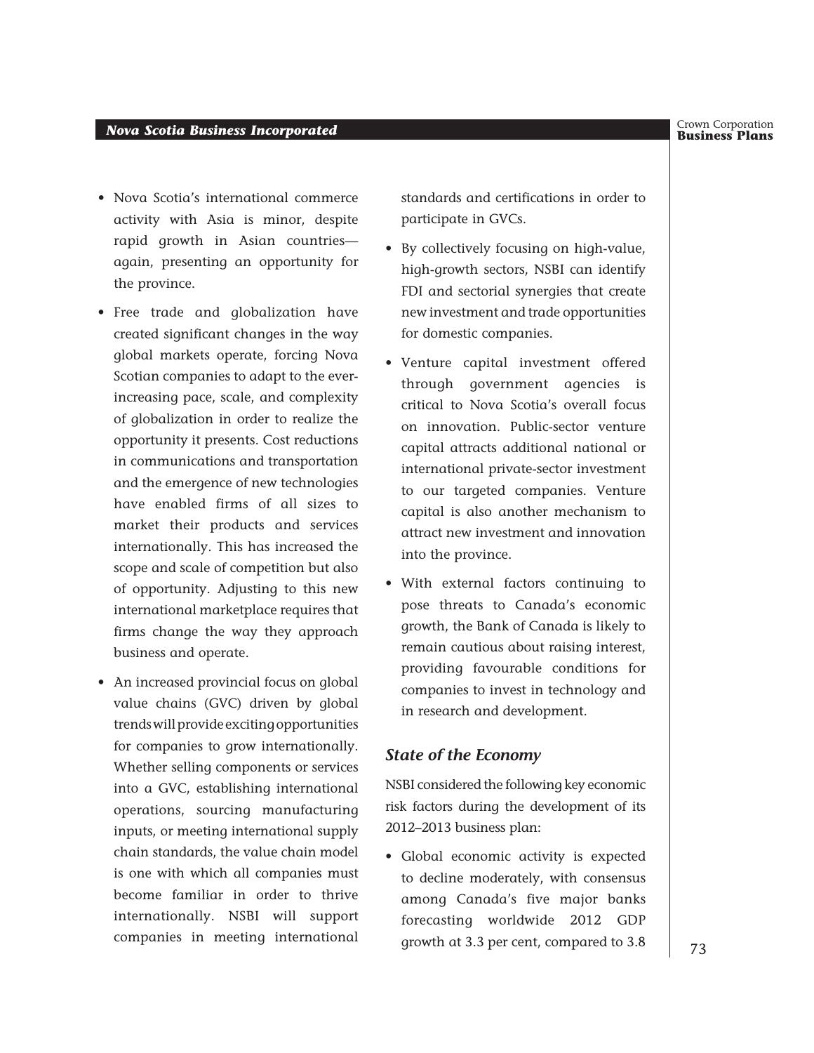- Nova Scotia's international commerce activity with Asia is minor, despite rapid growth in Asian countries—again, presenting an opportunity for the province.
- Free trade and globalization have created significant changes in the way global markets operate, forcing Nova Scotian companies to adapt to the ever-increasing pace, scale, and complexity of globalization in order to realize the opportunity it presents. Cost reductions in communications and transportation and the emergence of new technologies have enabled firms of all sizes to market their products and services internationally. This has increased the scope and scale of competition but also of opportunity. Adjusting to this new international marketplace requires that firms change the way they approach business and operate.
- An increased provincial focus on global value chains (GVC) driven by global trends will provide exciting opportunities for companies to grow internationally. Whether selling components or services into a GVC, establishing international operations, sourcing manufacturing inputs, or meeting international supply chain standards, the value chain model is one with which all companies must become familiar in order to thrive internationally. NSBI will support companies in meeting international standards and certifications in order to participate in GVCs.
- By collectively focusing on high-value, high-growth sectors, NSBI can identify FDI and sectorial synergies that create new investment and trade opportunities for domestic companies.
- Venture capital investment offered through government agencies is critical to Nova Scotia's overall focus on innovation. Public-sector venture capital attracts additional national or international private-sector investment to our targeted companies. Venture capital is also another mechanism to attract new investment and innovation into the province.
- With external factors continuing to pose threats to Canada's economic growth, the Bank of Canada is likely to remain cautious about raising interest, providing favourable conditions for companies to invest in technology and in research and development.

### *State of the Economy*

NSBI considered the following key economic risk factors during the development of its 2012–2013 business plan:

- Global economic activity is expected to decline moderately, with consensus among Canada's five major banks forecasting worldwide 2012 GDP growth at 3.3 per cent, compared to 3.8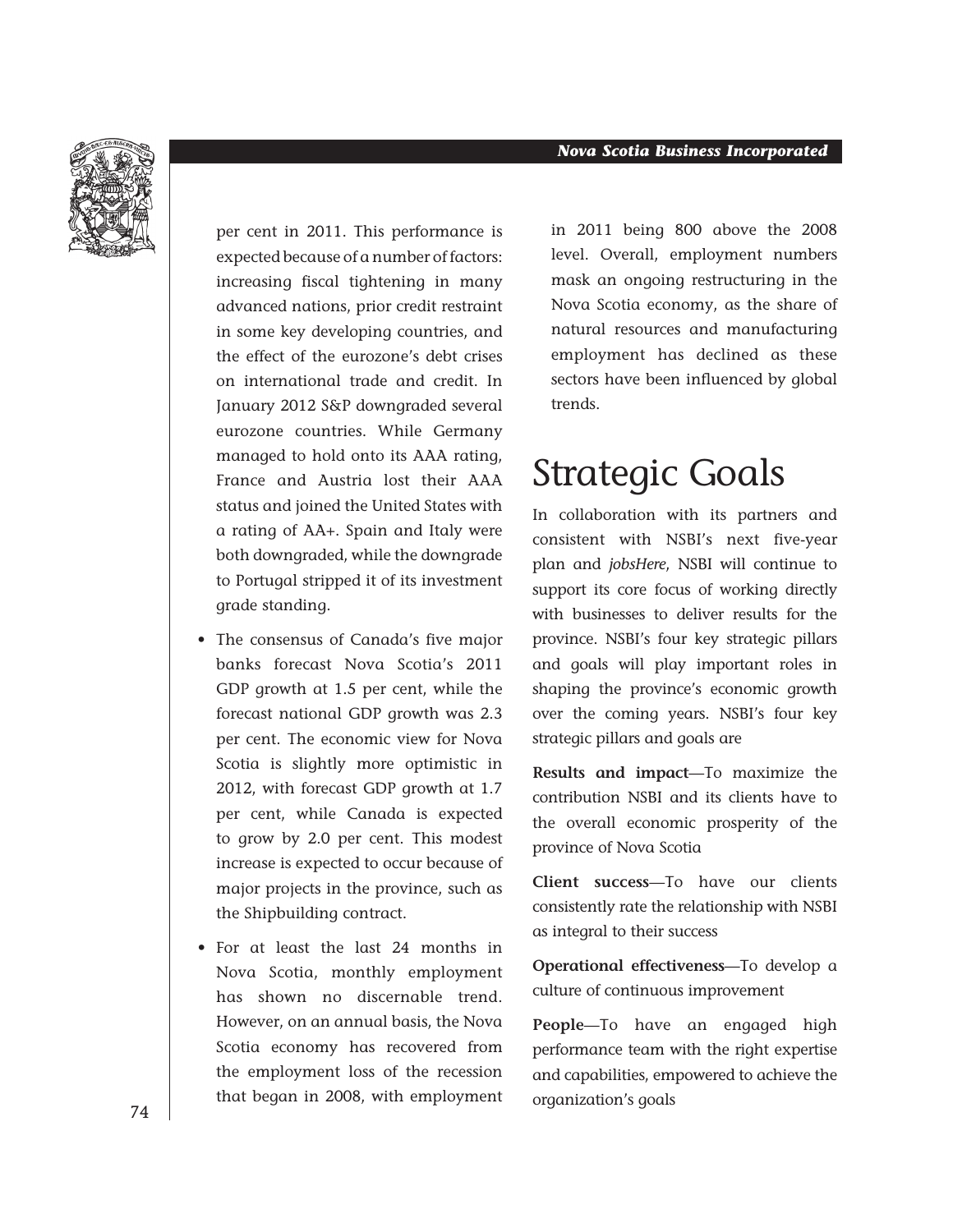per cent in 2011. This performance is expected because of a number of factors: increasing fiscal tightening in many advanced nations, prior credit restraint in some key developing countries, and the effect of the eurozone's debt crises on international trade and credit. In January 2012 S&P downgraded several eurozone countries. While Germany managed to hold onto its AAA rating, France and Austria lost their AAA status and joined the United States with a rating of AA+. Spain and Italy were both downgraded, while the downgrade to Portugal stripped it of its investment grade standing.

- The consensus of Canada's five major banks forecast Nova Scotia's 2011 GDP growth at 1.5 per cent, while the forecast national GDP growth was 2.3 per cent. The economic view for Nova Scotia is slightly more optimistic in 2012, with forecast GDP growth at 1.7 per cent, while Canada is expected to grow by 2.0 per cent. This modest increase is expected to occur because of major projects in the province, such as the Shipbuilding contract.
- For at least the last 24 months in Nova Scotia, monthly employment has shown no discernable trend. However, on an annual basis, the Nova Scotia economy has recovered from the employment loss of the recession that began in 2008, with employment in 2011 being 800 above the 2008 level. Overall, employment numbers mask an ongoing restructuring in the Nova Scotia economy, as the share of natural resources and manufacturing employment has declined as these sectors have been influenced by global trends.

# Strategic Goals

In collaboration with its partners and consistent with NSBI's next five-year plan and *jobsHere*, NSBI will continue to support its core focus of working directly with businesses to deliver results for the province. NSBI's four key strategic pillars and goals will play important roles in shaping the province's economic growth over the coming years. NSBI's four key strategic pillars and goals are

**Results and impact**—To maximize the contribution NSBI and its clients have to the overall economic prosperity of the province of Nova Scotia

**Client success**—To have our clients consistently rate the relationship with NSBI as integral to their success

**Operational effectiveness**—To develop a culture of continuous improvement

**People**—To have an engaged high performance team with the right expertise and capabilities, empowered to achieve the organization's goals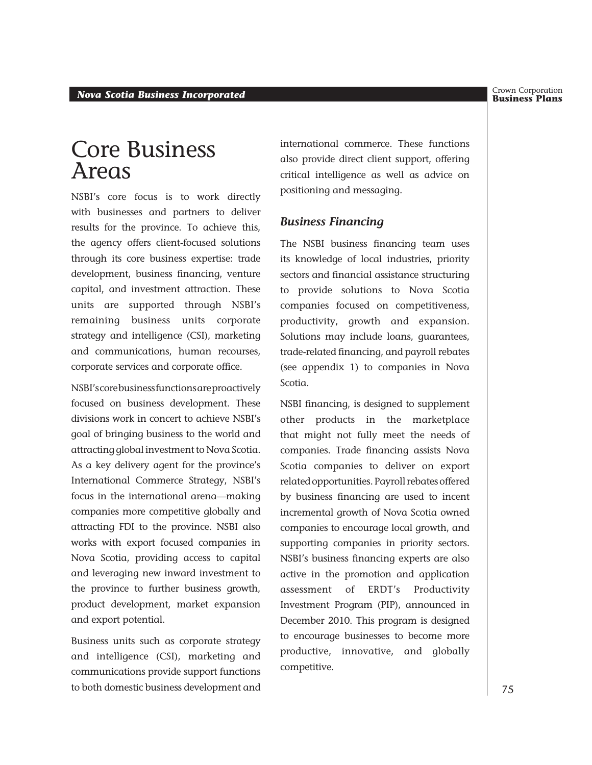# Core Business Areas

NSBI's core focus is to work directly with businesses and partners to deliver results for the province. To achieve this, the agency offers client-focused solutions through its core business expertise: trade development, business financing, venture capital, and investment attraction. These units are supported through NSBI's remaining business units corporate strategy and intelligence (CSI), marketing and communications, human recourses, corporate services and corporate office.

NSBI's core business functions are proactively focused on business development. These divisions work in concert to achieve NSBI's goal of bringing business to the world and attracting global investment to Nova Scotia. As a key delivery agent for the province's International Commerce Strategy, NSBI's focus in the international arena—making companies more competitive globally and attracting FDI to the province. NSBI also works with export focused companies in Nova Scotia, providing access to capital and leveraging new inward investment to the province to further business growth, product development, market expansion and export potential.

Business units such as corporate strategy and intelligence (CSI), marketing and communications provide support functions to both domestic business development and international commerce. These functions also provide direct client support, offering critical intelligence as well as advice on positioning and messaging.

### *Business Financing*

The NSBI business financing team uses its knowledge of local industries, priority sectors and financial assistance structuring to provide solutions to Nova Scotia companies focused on competitiveness, productivity, growth and expansion. Solutions may include loans, guarantees, trade-related financing, and payroll rebates (see appendix 1) to companies in Nova Scotia.

NSBI financing, is designed to supplement other products in the marketplace that might not fully meet the needs of companies. Trade financing assists Nova Scotia companies to deliver on export related opportunities. Payroll rebates offered by business financing are used to incent incremental growth of Nova Scotia owned companies to encourage local growth, and supporting companies in priority sectors. NSBI's business financing experts are also active in the promotion and application assessment of ERDT's Productivity Investment Program (PIP), announced in December 2010. This program is designed to encourage businesses to become more productive, innovative, and globally competitive.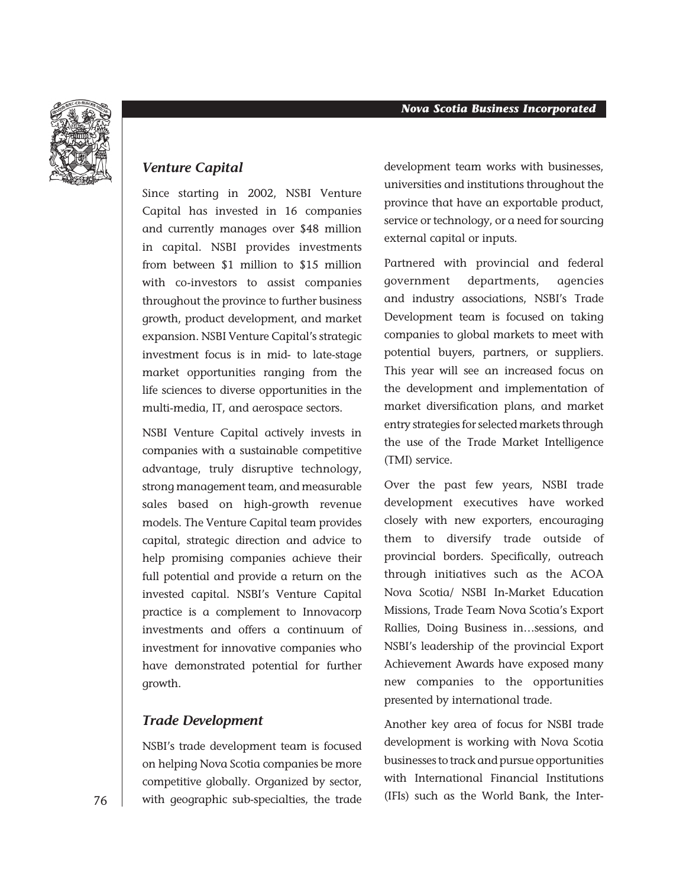## Venture Capital

Since starting in 2002, NSBI Venture Capital has invested in 16 companies and currently manages over $48 million in capital. NSBI provides investments from between $1 million to $15 million with co-investors to assist companies throughout the province to further business growth, product development, and market expansion. NSBI Venture Capital's strategic investment focus is in mid- to late-stage market opportunities ranging from the life sciences to diverse opportunities in the multi-media, IT, and aerospace sectors.

NSBI Venture Capital actively invests in companies with a sustainable competitive advantage, truly disruptive technology, strong management team, and measurable sales based on high-growth revenue models. The Venture Capital team provides capital, strategic direction and advice to help promising companies achieve their full potential and provide a return on the invested capital. NSBI's Venture Capital practice is a complement to Innovacorp investments and offers a continuum of investment for innovative companies who have demonstrated potential for further growth.

## Trade Development

NSBI's trade development team is focused on helping Nova Scotia companies be more competitive globally. Organized by sector, with geographic sub-specialties, the trade development team works with businesses, universities and institutions throughout the province that have an exportable product, service or technology, or a need for sourcing external capital or inputs.

Partnered with provincial and federal government departments, agencies and industry associations, NSBI's Trade Development team is focused on taking companies to global markets to meet with potential buyers, partners, or suppliers. This year will see an increased focus on the development and implementation of market diversification plans, and market entry strategies for selected markets through the use of the Trade Market Intelligence (TMI) service.

Over the past few years, NSBI trade development executives have worked closely with new exporters, encouraging them to diversify trade outside of provincial borders. Specifically, outreach through initiatives such as the ACOA Nova Scotia/ NSBI In-Market Education Missions, Trade Team Nova Scotia's Export Rallies, Doing Business in…sessions, and NSBI's leadership of the provincial Export Achievement Awards have exposed many new companies to the opportunities presented by international trade.

Another key area of focus for NSBI trade development is working with Nova Scotia businesses to track and pursue opportunities with International Financial Institutions (IFIs) such as the World Bank, the Inter-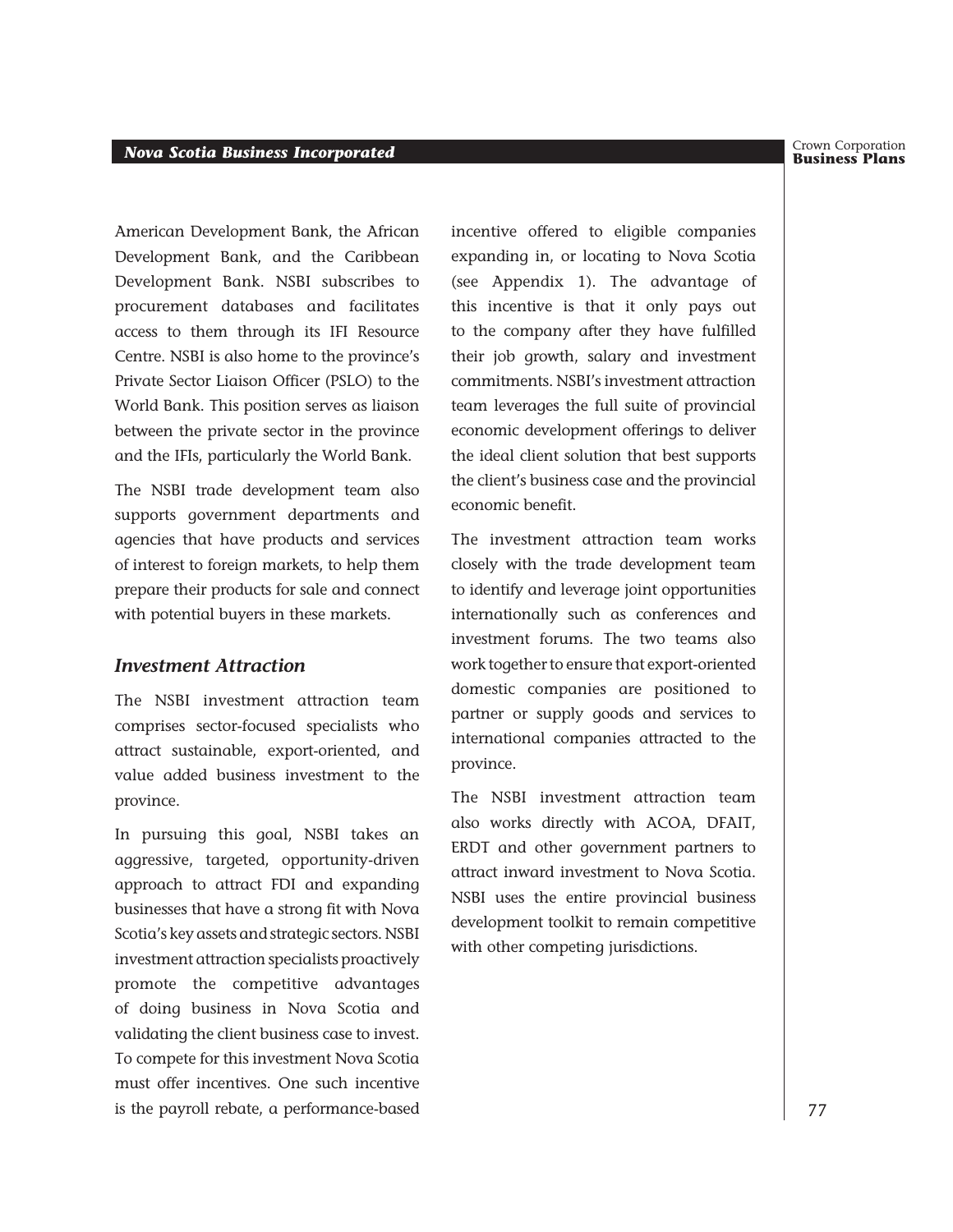American Development Bank, the African Development Bank, and the Caribbean Development Bank. NSBI subscribes to procurement databases and facilitates access to them through its IFI Resource Centre. NSBI is also home to the province's Private Sector Liaison Officer (PSLO) to the World Bank. This position serves as liaison between the private sector in the province and the IFIs, particularly the World Bank.

The NSBI trade development team also supports government departments and agencies that have products and services of interest to foreign markets, to help them prepare their products for sale and connect with potential buyers in these markets.

### *Investment Attraction*

The NSBI investment attraction team comprises sector-focused specialists who attract sustainable, export-oriented, and value added business investment to the province.

In pursuing this goal, NSBI takes an aggressive, targeted, opportunity-driven approach to attract FDI and expanding businesses that have a strong fit with Nova Scotia's key assets and strategic sectors. NSBI investment attraction specialists proactively promote the competitive advantages of doing business in Nova Scotia and validating the client business case to invest. To compete for this investment Nova Scotia must offer incentives. One such incentive is the payroll rebate, a performance-based incentive offered to eligible companies expanding in, or locating to Nova Scotia (see Appendix 1). The advantage of this incentive is that it only pays out to the company after they have fulfilled their job growth, salary and investment commitments. NSBI's investment attraction team leverages the full suite of provincial economic development offerings to deliver the ideal client solution that best supports the client's business case and the provincial economic benefit.

The investment attraction team works closely with the trade development team to identify and leverage joint opportunities internationally such as conferences and investment forums. The two teams also work together to ensure that export-oriented domestic companies are positioned to partner or supply goods and services to international companies attracted to the province.

The NSBI investment attraction team also works directly with ACOA, DFAIT, ERDT and other government partners to attract inward investment to Nova Scotia. NSBI uses the entire provincial business development toolkit to remain competitive with other competing jurisdictions.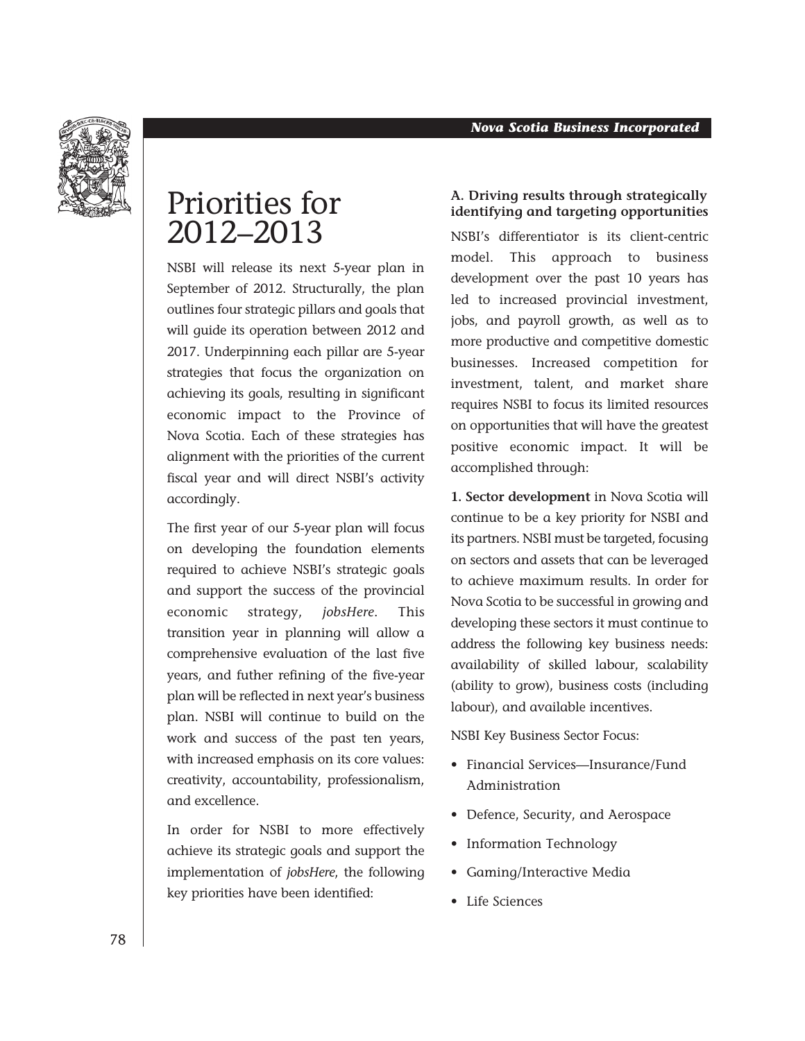# Priorities for 2012–2013

NSBI will release its next 5-year plan in September of 2012. Structurally, the plan outlines four strategic pillars and goals that will guide its operation between 2012 and 2017. Underpinning each pillar are 5-year strategies that focus the organization on achieving its goals, resulting in significant economic impact to the Province of Nova Scotia. Each of these strategies has alignment with the priorities of the current fiscal year and will direct NSBI's activity accordingly.

The first year of our 5-year plan will focus on developing the foundation elements required to achieve NSBI's strategic goals and support the success of the provincial economic strategy, *jobsHere*. This transition year in planning will allow a comprehensive evaluation of the last five years, and futher refining of the five-year plan will be reflected in next year's business plan. NSBI will continue to build on the work and success of the past ten years, with increased emphasis on its core values: creativity, accountability, professionalism, and excellence.

In order for NSBI to more effectively achieve its strategic goals and support the implementation of *jobsHere*, the following key priorities have been identified:

### A. Driving results through strategically identifying and targeting opportunities

NSBI's differentiator is its client-centric model. This approach to business development over the past 10 years has led to increased provincial investment, jobs, and payroll growth, as well as to more productive and competitive domestic businesses. Increased competition for investment, talent, and market share requires NSBI to focus its limited resources on opportunities that will have the greatest positive economic impact. It will be accomplished through:

**1. Sector development** in Nova Scotia will continue to be a key priority for NSBI and its partners. NSBI must be targeted, focusing on sectors and assets that can be leveraged to achieve maximum results. In order for Nova Scotia to be successful in growing and developing these sectors it must continue to address the following key business needs: availability of skilled labour, scalability (ability to grow), business costs (including labour), and available incentives.

NSBI Key Business Sector Focus:

- Financial Services—Insurance/Fund Administration
- Defence, Security, and Aerospace
- Information Technology
- Gaming/Interactive Media
- Life Sciences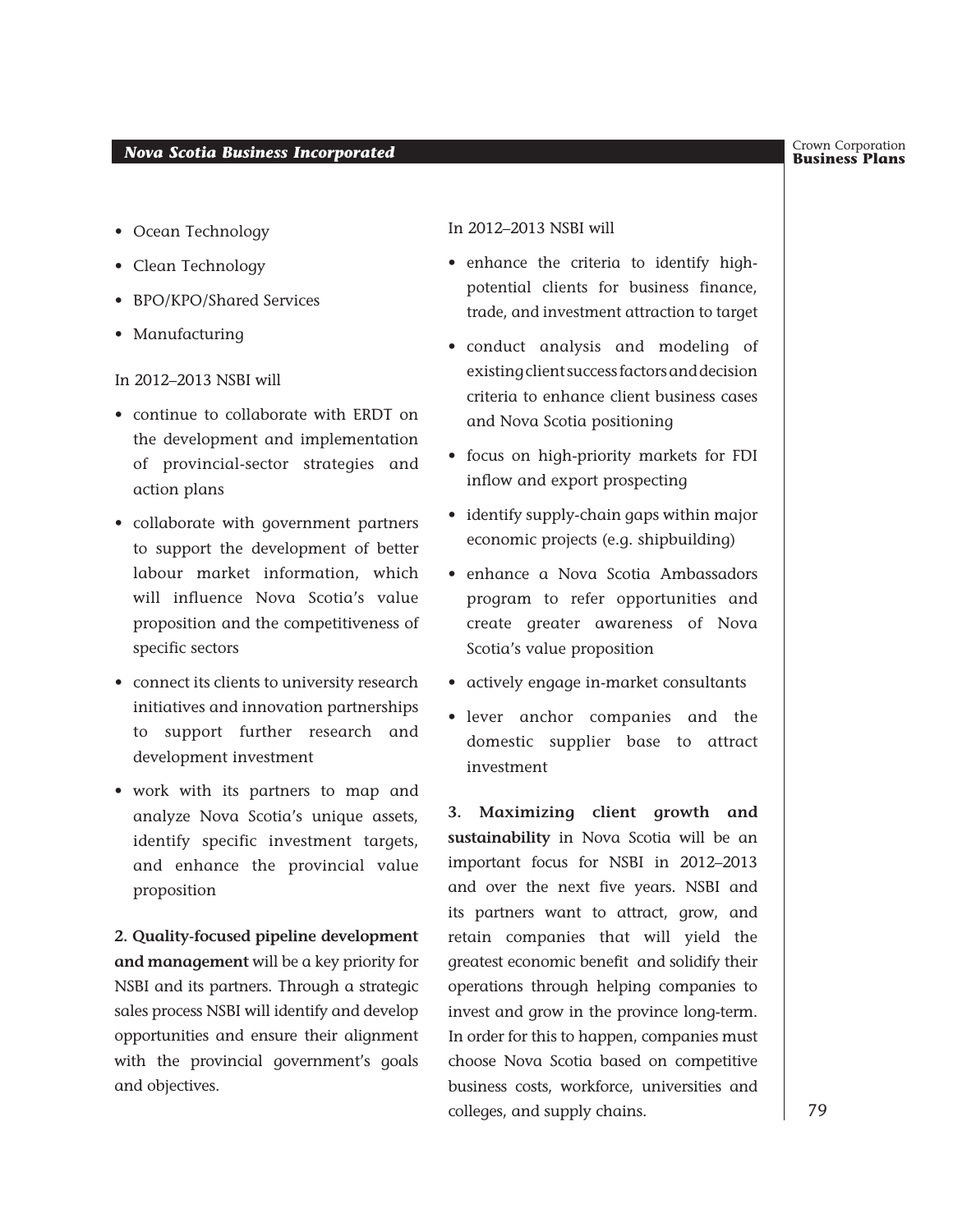- Ocean Technology
- Clean Technology
- BPO/KPO/Shared Services
- Manufacturing

In 2012–2013 NSBI will

- continue to collaborate with ERDT on the development and implementation of provincial-sector strategies and action plans
- collaborate with government partners to support the development of better labour market information, which will influence Nova Scotia's value proposition and the competitiveness of specific sectors
- connect its clients to university research initiatives and innovation partnerships to support further research and development investment
- work with its partners to map and analyze Nova Scotia's unique assets, identify specific investment targets, and enhance the provincial value proposition

**2. Quality-focused pipeline development and management** will be a key priority for NSBI and its partners. Through a strategic sales process NSBI will identify and develop opportunities and ensure their alignment with the provincial government's goals and objectives.

In 2012–2013 NSBI will

- enhance the criteria to identify high-potential clients for business finance, trade, and investment attraction to target
- conduct analysis and modeling of existing client success factors and decision criteria to enhance client business cases and Nova Scotia positioning
- focus on high-priority markets for FDI inflow and export prospecting
- identify supply-chain gaps within major economic projects (e.g. shipbuilding)
- enhance a Nova Scotia Ambassadors program to refer opportunities and create greater awareness of Nova Scotia's value proposition
- actively engage in-market consultants
- lever anchor companies and the domestic supplier base to attract investment

**3. Maximizing client growth and sustainability** in Nova Scotia will be an important focus for NSBI in 2012–2013 and over the next five years. NSBI and its partners want to attract, grow, and retain companies that will yield the greatest economic benefit and solidify their operations through helping companies to invest and grow in the province long-term. In order for this to happen, companies must choose Nova Scotia based on competitive business costs, workforce, universities and colleges, and supply chains.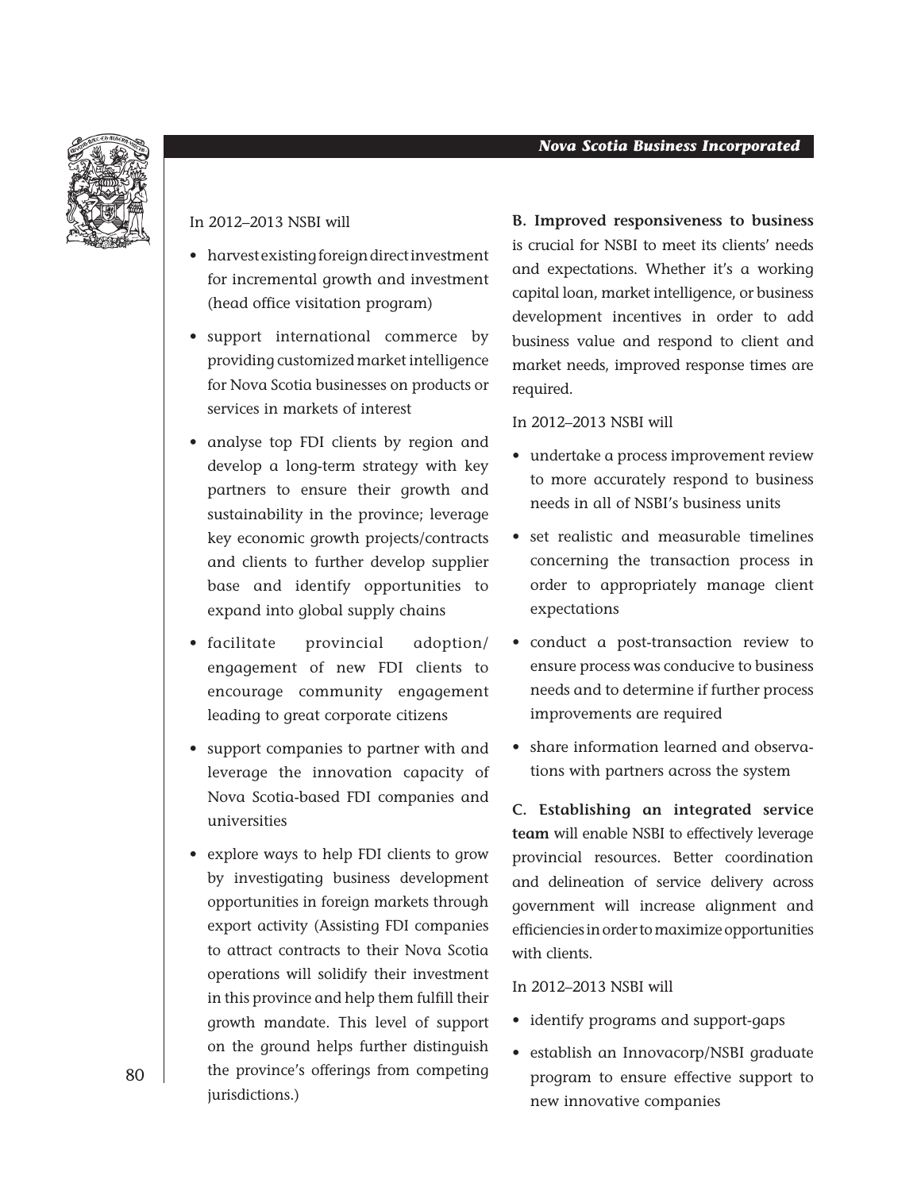In 2012–2013 NSBI will

- harvest existing foreign direct investment for incremental growth and investment (head office visitation program)
- support international commerce by providing customized market intelligence for Nova Scotia businesses on products or services in markets of interest
- analyse top FDI clients by region and develop a long-term strategy with key partners to ensure their growth and sustainability in the province; leverage key economic growth projects/contracts and clients to further develop supplier base and identify opportunities to expand into global supply chains
- facilitate provincial adoption/ engagement of new FDI clients to encourage community engagement leading to great corporate citizens
- support companies to partner with and leverage the innovation capacity of Nova Scotia-based FDI companies and universities
- explore ways to help FDI clients to grow by investigating business development opportunities in foreign markets through export activity (Assisting FDI companies to attract contracts to their Nova Scotia operations will solidify their investment in this province and help them fulfill their growth mandate. This level of support on the ground helps further distinguish the province's offerings from competing jurisdictions.)

**B. Improved responsiveness to business** is crucial for NSBI to meet its clients' needs and expectations. Whether it's a working capital loan, market intelligence, or business development incentives in order to add business value and respond to client and market needs, improved response times are required.

In 2012–2013 NSBI will

- undertake a process improvement review to more accurately respond to business needs in all of NSBI's business units
- set realistic and measurable timelines concerning the transaction process in order to appropriately manage client expectations
- conduct a post-transaction review to ensure process was conducive to business needs and to determine if further process improvements are required
- share information learned and observations with partners across the system

**C. Establishing an integrated service team** will enable NSBI to effectively leverage provincial resources. Better coordination and delineation of service delivery across government will increase alignment and efficiencies in order to maximize opportunities with clients.

In 2012–2013 NSBI will

- identify programs and support-gaps
- establish an Innovacorp/NSBI graduate program to ensure effective support to new innovative companies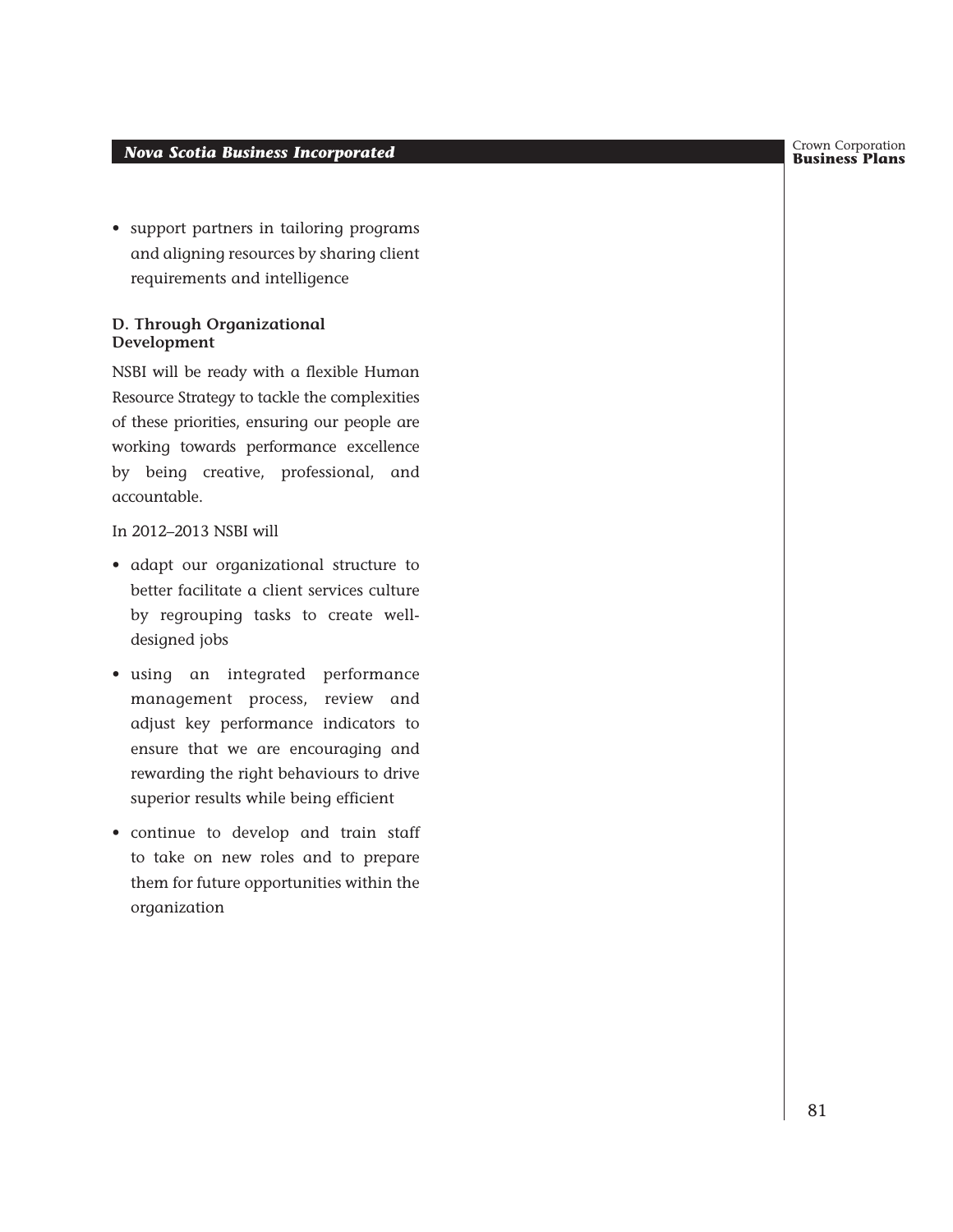- support partners in tailoring programs and aligning resources by sharing client requirements and intelligence

### D. Through Organizational Development

NSBI will be ready with a flexible Human Resource Strategy to tackle the complexities of these priorities, ensuring our people are working towards performance excellence by being creative, professional, and accountable.

In 2012–2013 NSBI will

- adapt our organizational structure to better facilitate a client services culture by regrouping tasks to create well-designed jobs
- using an integrated performance management process, review and adjust key performance indicators to ensure that we are encouraging and rewarding the right behaviours to drive superior results while being efficient
- continue to develop and train staff to take on new roles and to prepare them for future opportunities within the organization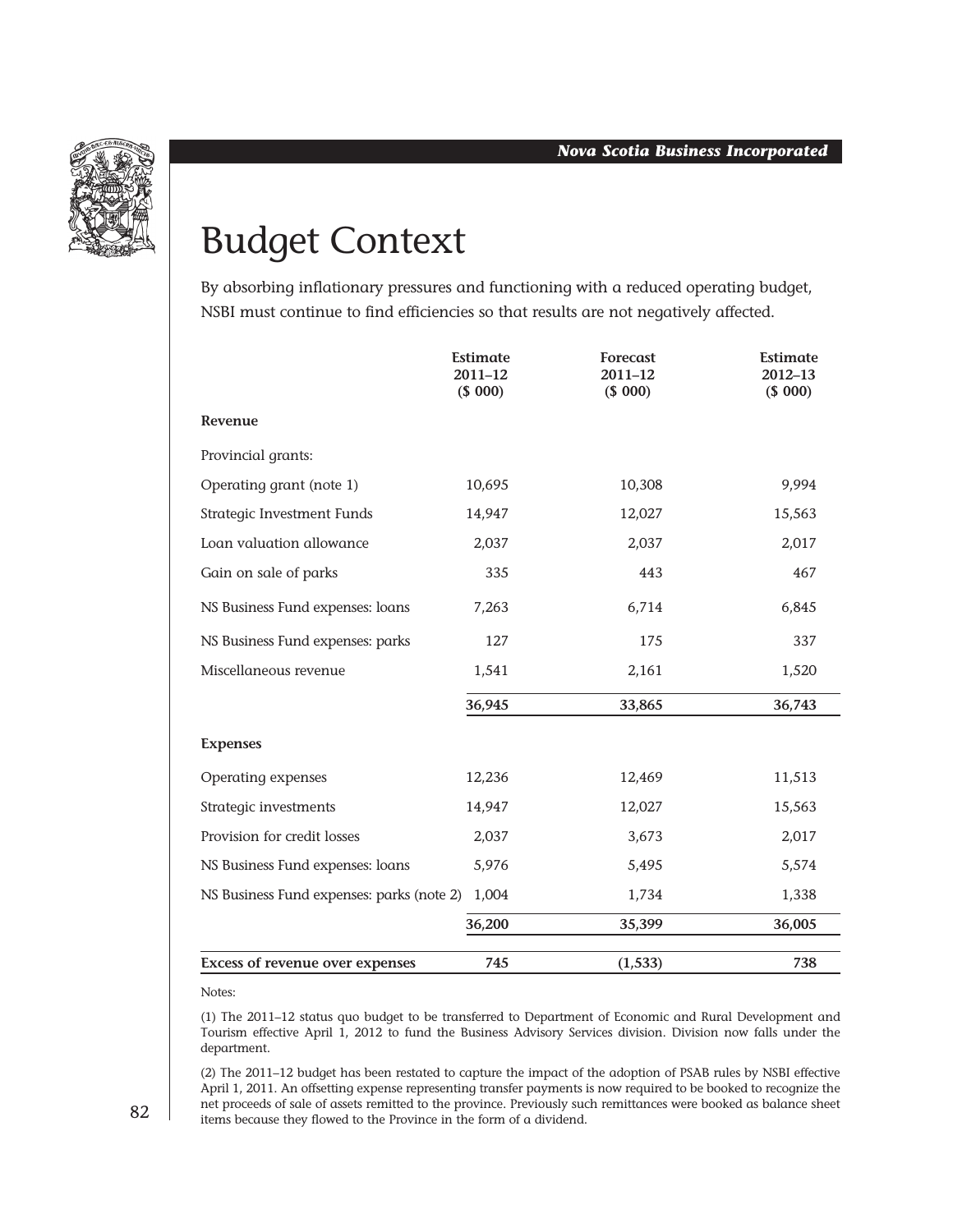# Budget Context

By absorbing inflationary pressures and functioning with a reduced operating budget, NSBI must continue to find efficiencies so that results are not negatively affected.

| | Estimate 2011–12 ($ 000) | Forecast 2011–12 ($ 000) | Estimate 2012–13 ($ 000) |
|---|---|---|---|
| **Revenue** | | | |
| Provincial grants: | | | |
| Operating grant (note 1) | 10,695 | 10,308 | 9,994 |
| Strategic Investment Funds | 14,947 | 12,027 | 15,563 |
| Loan valuation allowance | 2,037 | 2,037 | 2,017 |
| Gain on sale of parks | 335 | 443 | 467 |
| NS Business Fund expenses: loans | 7,263 | 6,714 | 6,845 |
| NS Business Fund expenses: parks | 127 | 175 | 337 |
| Miscellaneous revenue | 1,541 | 2,161 | 1,520 |
| | **36,945** | **33,865** | **36,743** |
| **Expenses** | | | |
| Operating expenses | 12,236 | 12,469 | 11,513 |
| Strategic investments | 14,947 | 12,027 | 15,563 |
| Provision for credit losses | 2,037 | 3,673 | 2,017 |
| NS Business Fund expenses: loans | 5,976 | 5,495 | 5,574 |
| NS Business Fund expenses: parks (note 2) | 1,004 | 1,734 | 1,338 |
| | **36,200** | **35,399** | **36,005** |
| **Excess of revenue over expenses** | **745** | **(1,533)** | **738** |

Notes:

(1) The 2011–12 status quo budget to be transferred to Department of Economic and Rural Development and Tourism effective April 1, 2012 to fund the Business Advisory Services division. Division now falls under the department.

(2) The 2011–12 budget has been restated to capture the impact of the adoption of PSAB rules by NSBI effective April 1, 2011. An offsetting expense representing transfer payments is now required to be booked to recognize the net proceeds of sale of assets remitted to the province. Previously such remittances were booked as balance sheet items because they flowed to the Province in the form of a dividend.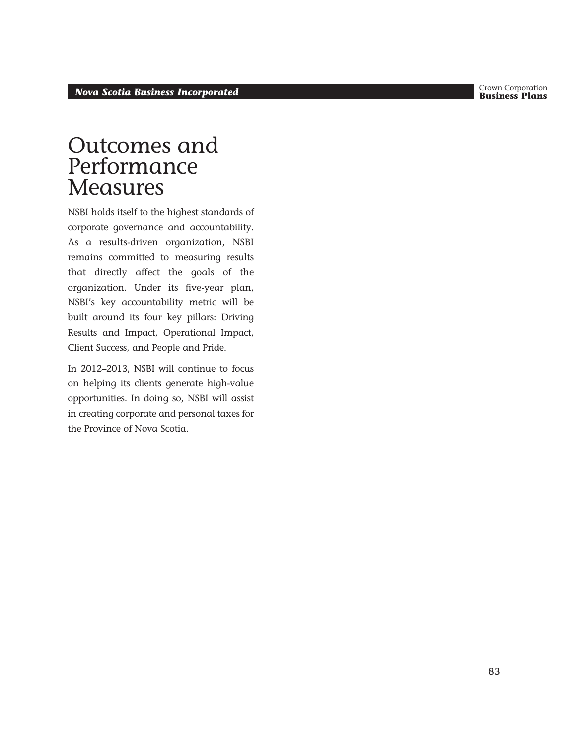# Outcomes and Performance Measures

NSBI holds itself to the highest standards of corporate governance and accountability. As a results-driven organization, NSBI remains committed to measuring results that directly affect the goals of the organization. Under its five-year plan, NSBI's key accountability metric will be built around its four key pillars: Driving Results and Impact, Operational Impact, Client Success, and People and Pride.

In 2012–2013, NSBI will continue to focus on helping its clients generate high-value opportunities. In doing so, NSBI will assist in creating corporate and personal taxes for the Province of Nova Scotia.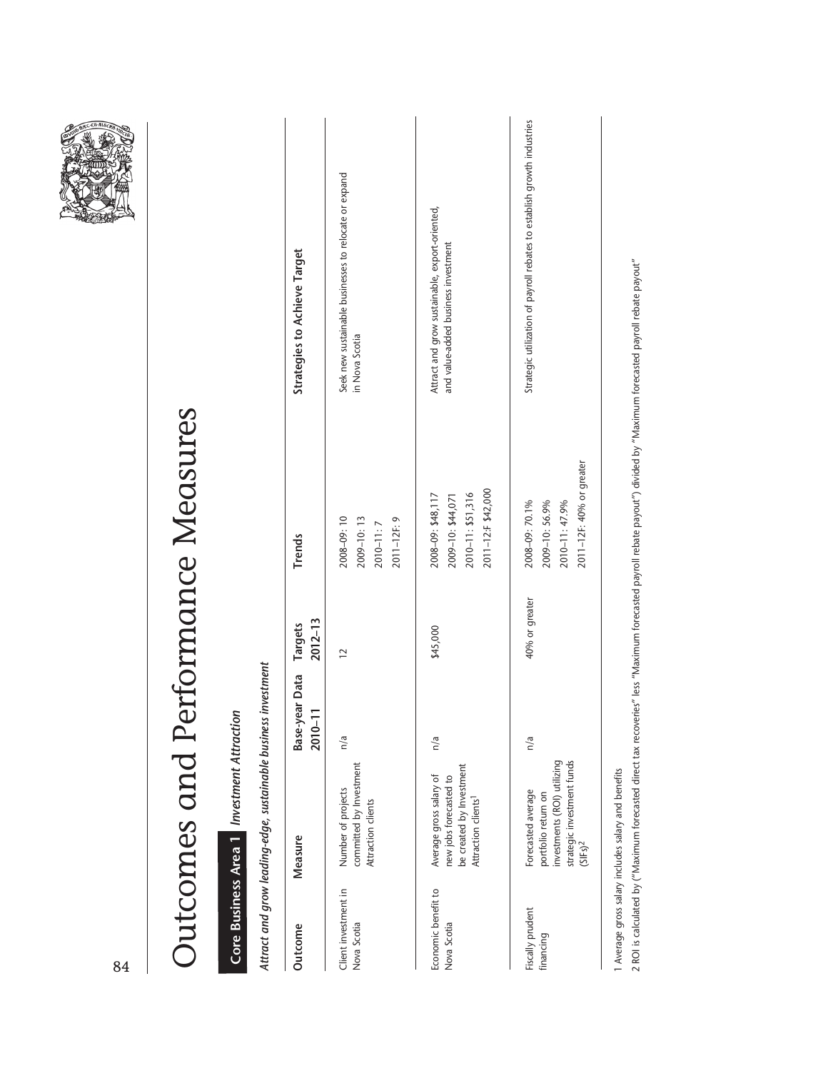# Outcomes and Performance Measures

## Core Business Area 1 *Investment Attraction*

***Attract and grow leading-edge, sustainable business investment***

| Outcome | Measure | Base-year Data 2010–11 | Targets 2012–13 | Trends | Strategies to Achieve Target |
|---|---|---|---|---|---|
| Client investment in Nova Scotia | Number of projects committed by Investment Attraction clients | n/a | 12 | 2008–09: 10<br>2009–10: 13<br>2010–11: 7<br>2011–12F: 9 | Seek new sustainable businesses to relocate or expand in Nova Scotia |
| Economic benefit to Nova Scotia | Average gross salary of new jobs forecasted to be created by Investment Attraction clients[1] | n/a | $45,000 | 2008–09: $48,117<br>2009–10: $44,071<br>2010–11: $51,316<br>2011–12:F $42,000 | Attract and grow sustainable, export-oriented, and value-added business investment |
| Fiscally prudent financing | Forecasted average portfolio return on investments (ROI) utilizing strategic investment funds (SIFs)[2] | n/a | 40% or greater | 2008–09: 70.1%<br>2009–10: 56.9%<br>2010–11: 47.9%<br>2011–12F: 40% or greater | Strategic utilization of payroll rebates to establish growth industries |

1 Average gross salary includes salary and benefits

2 ROI is calculated by ("Maximum forecasted direct tax recoveries" less "Maximum forecasted payroll rebate payout") divided by "Maximum forecasted payroll rebate payout"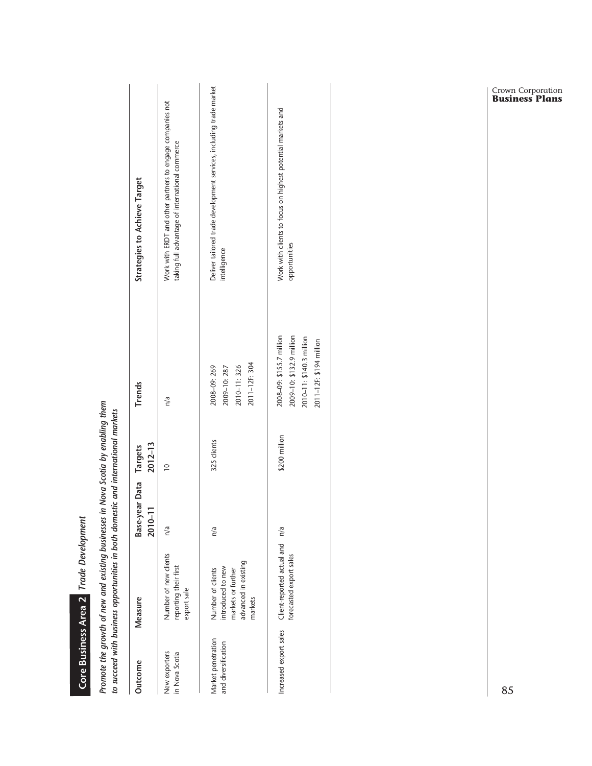## Core Business Area 2 *Trade Development*

***Promote the growth of new and existing businesses in Nova Scotia by enabling them to succeed with business opportunities in both domestic and international markets***

| Outcome | Measure | Base-year Data 2010–11 | Targets 2012–13 | Trends | Strategies to Achieve Target |
|---|---|---|---|---|---|
| New exporters in Nova Scotia | Number of new clients reporting their first export sale | n/a | 10 | n/a | Work with ERDT and other partners to engage companies not taking full advantage of international commerce |
| Market penetration and diversification | Number of clients introduced to new markets or further advanced in existing markets | n/a | 325 clients | 2008–09: 269<br>2009–10: 287<br>2010–11: 326<br>2011–12F: 304 | Deliver tailored trade development services, including trade market intelligence |
| Increased export sales | Client-reported actual and forecasted export sales | n/a | $200 million | 2008–09: $155.7 million<br>2009–10: $132.9 million<br>2010–11: $140.3 million<br>2011–12F: $194 million | Work with clients to focus on highest potential markets and opportunities |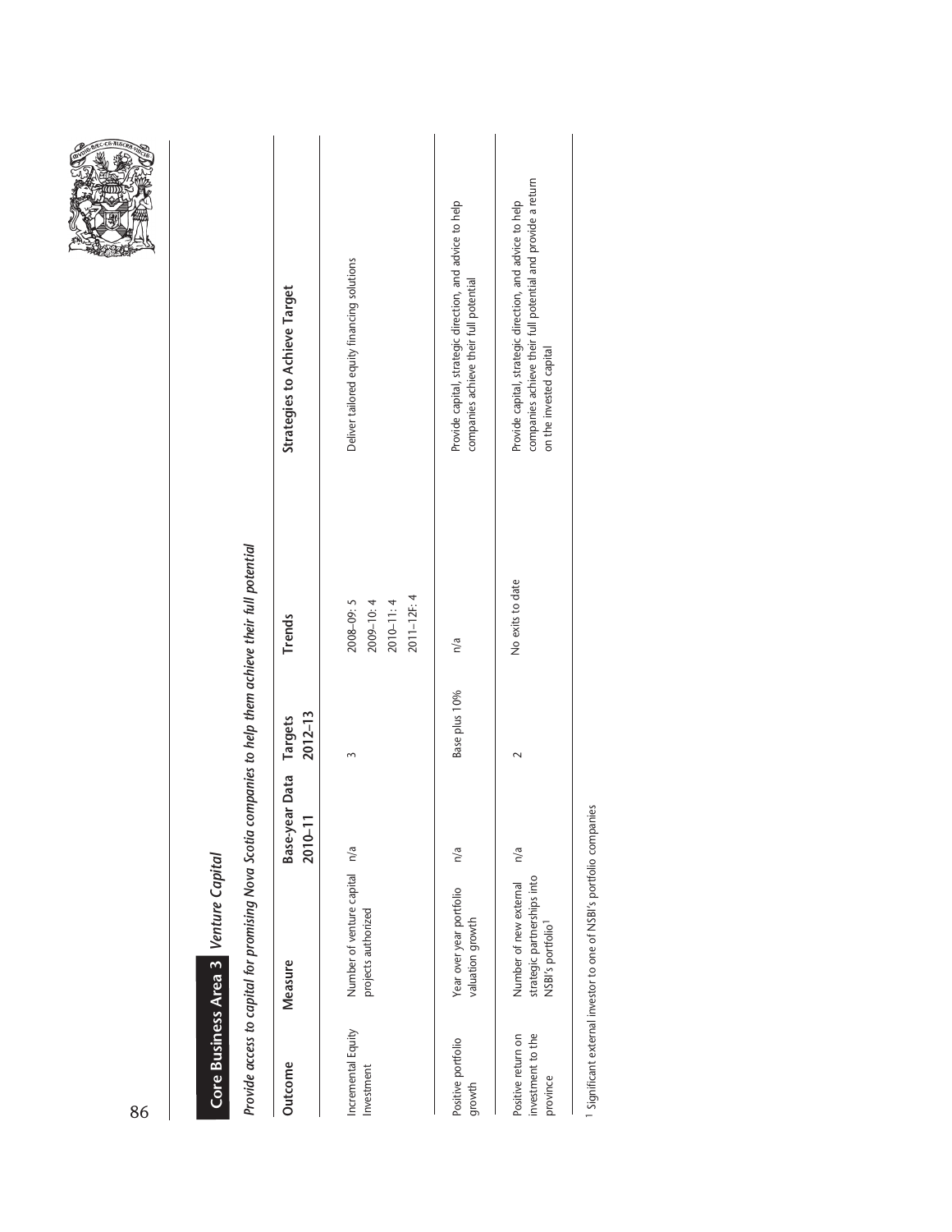## Core Business Area 3 *Venture Capital*

*Provide access to capital for promising Nova Scotia companies to help them achieve their full potential*

| Outcome | Measure | Base-year Data 2010–11 | Targets 2012–13 | Trends | Strategies to Achieve Target |
|---|---|---|---|---|---|
| Incremental Equity Investment | Number of venture capital projects authorized | n/a | 3 | 2008–09: 5<br>2009–10: 4<br>2010–11: 4<br>2011–12F: 4 | Deliver tailored equity financing solutions |
| Positive portfolio growth | Year over year portfolio valuation growth | n/a | Base plus 10% | n/a | Provide capital, strategic direction, and advice to help companies achieve their full potential |
| Positive return on investment to the province | Number of new external strategic partnerships into NSBI's portfolio[1] | n/a | 2 | No exits to date | Provide capital, strategic direction, and advice to help companies achieve their full potential and provide a return on the invested capital |

[1] Significant external investor to one of NSBI's portfolio companies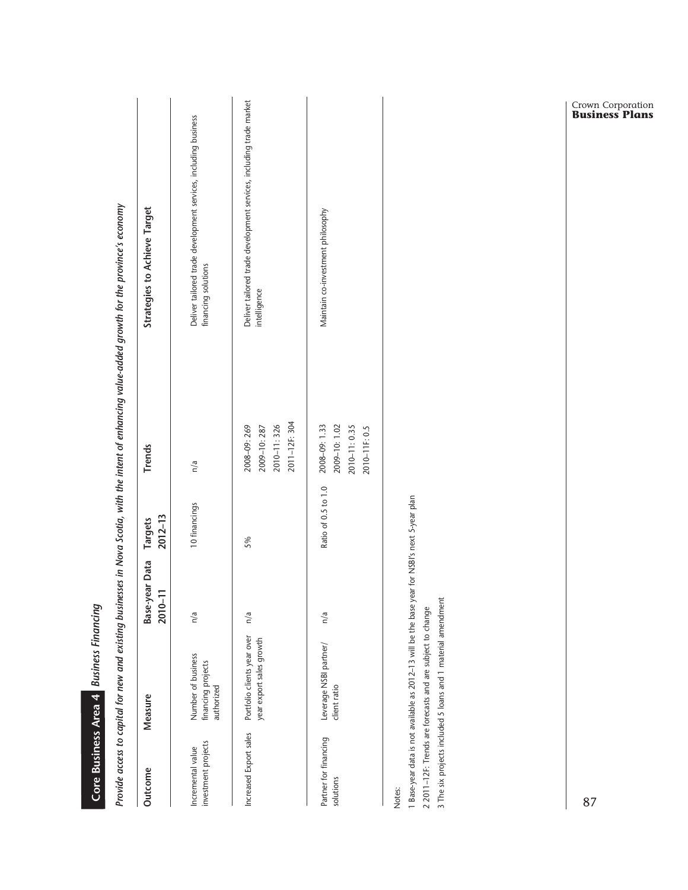## Core Business Area 4 *Business Financing*

***Provide access to capital for new and existing businesses in Nova Scotia, with the intent of enhancing value-added growth for the province's economy***

| Outcome | Measure | Base-year Data 2010–11 | Targets 2012–13 | Trends | Strategies to Achieve Target |
|---|---|---|---|---|---|
| Incremental value investment projects | Number of business financing projects authorized | n/a | 10 financings | n/a | Deliver tailored trade development services, including business financing solutions |
| Increased Export sales | Portfolio clients year over year export sales growth | n/a | 5% | 2008–09: 269<br>2009–10: 287<br>2010–11: 326<br>2011–12F: 304 | Deliver tailored trade development services, including trade market intelligence |
| Partner for financing solutions | Leverage NSBI partner/ client ratio | n/a | Ratio of 0.5 to 1.0 | 2008–09: 1.33<br>2009–10: 1.02<br>2010–11: 0.35<br>2010–11F: 0.5 | Maintain co-investment philosophy |

Notes:

1 Base-year data is not available as 2012–13 will be the base year for NSBI's next 5-year plan

2 2011–12F: Trends are forecasts and are subject to change

3 The six projects included 5 loans and 1 material amendment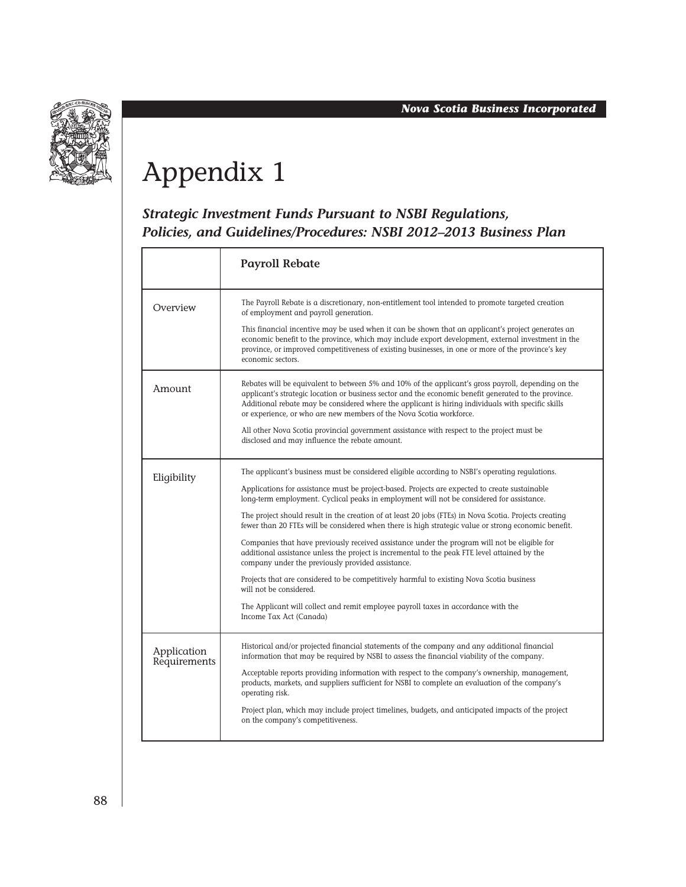# Appendix 1

## *Strategic Investment Funds Pursuant to NSBI Regulations, Policies, and Guidelines/Procedures: NSBI 2012–2013 Business Plan*

| | **Payroll Rebate** |
|---|---|
| Overview | The Payroll Rebate is a discretionary, non-entitlement tool intended to promote targeted creation of employment and payroll generation.<br><br>This financial incentive may be used when it can be shown that an applicant's project generates an economic benefit to the province, which may include export development, external investment in the province, or improved competitiveness of existing businesses, in one or more of the province's key economic sectors. |
| Amount | Rebates will be equivalent to between 5% and 10% of the applicant's gross payroll, depending on the applicant's strategic location or business sector and the economic benefit generated to the province. Additional rebate may be considered where the applicant is hiring individuals with specific skills or experience, or who are new members of the Nova Scotia workforce.<br><br>All other Nova Scotia provincial government assistance with respect to the project must be disclosed and may influence the rebate amount. |
| Eligibility | The applicant's business must be considered eligible according to NSBI's operating regulations.<br><br>Applications for assistance must be project-based. Projects are expected to create sustainable long-term employment. Cyclical peaks in employment will not be considered for assistance.<br><br>The project should result in the creation of at least 20 jobs (FTEs) in Nova Scotia. Projects creating fewer than 20 FTEs will be considered when there is high strategic value or strong economic benefit.<br><br>Companies that have previously received assistance under the program will not be eligible for additional assistance unless the project is incremental to the peak FTE level attained by the company under the previously provided assistance.<br><br>Projects that are considered to be competitively harmful to existing Nova Scotia business will not be considered.<br><br>The Applicant will collect and remit employee payroll taxes in accordance with the Income Tax Act (Canada) |
| Application Requirements | Historical and/or projected financial statements of the company and any additional financial information that may be required by NSBI to assess the financial viability of the company.<br><br>Acceptable reports providing information with respect to the company's ownership, management, products, markets, and suppliers sufficient for NSBI to complete an evaluation of the company's operating risk.<br><br>Project plan, which may include project timelines, budgets, and anticipated impacts of the project on the company's competitiveness. |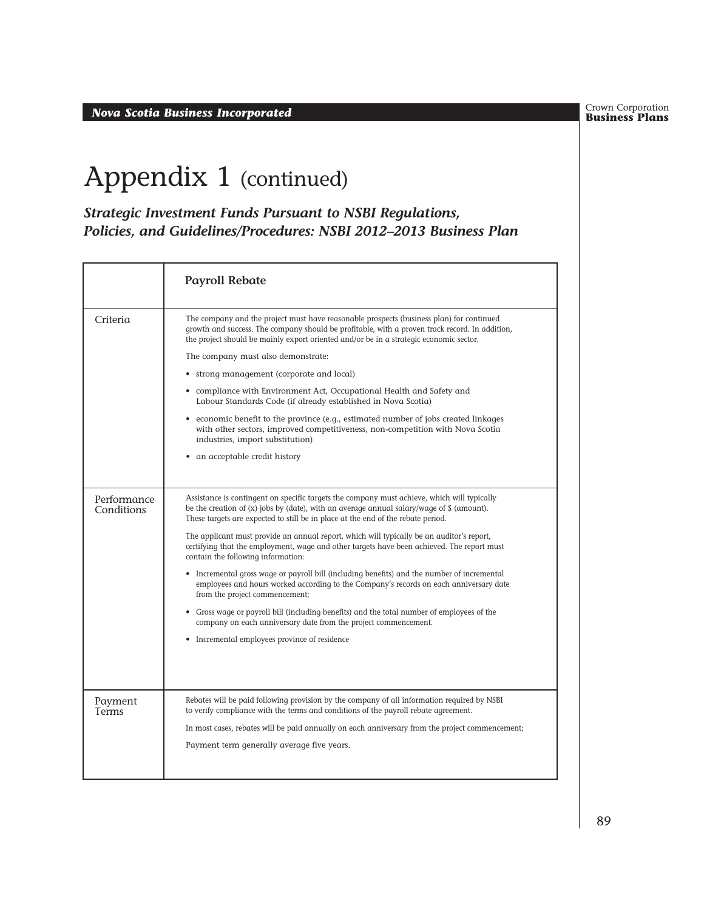# Appendix 1 (continued)

***Strategic Investment Funds Pursuant to NSBI Regulations, Policies, and Guidelines/Procedures: NSBI 2012–2013 Business Plan***

| | **Payroll Rebate** |
|---|---|
| Criteria | The company and the project must have reasonable prospects (business plan) for continued growth and success. The company should be profitable, with a proven track record. In addition, the project should be mainly export oriented and/or be in a strategic economic sector.<br><br>The company must also demonstrate:<br><br>• strong management (corporate and local)<br><br>• compliance with Environment Act, Occupational Health and Safety and Labour Standards Code (if already established in Nova Scotia)<br><br>• economic benefit to the province (e.g., estimated number of jobs created linkages with other sectors, improved competitiveness, non-competition with Nova Scotia industries, import substitution)<br><br>• an acceptable credit history |
| Performance Conditions | Assistance is contingent on specific targets the company must achieve, which will typically be the creation of (x) jobs by (date), with an average annual salary/wage of $ (amount). These targets are expected to still be in place at the end of the rebate period.<br><br>The applicant must provide an annual report, which will typically be an auditor's report, certifying that the employment, wage and other targets have been achieved. The report must contain the following information:<br><br>• Incremental gross wage or payroll bill (including benefits) and the number of incremental employees and hours worked according to the Company's records on each anniversary date from the project commencement;<br><br>• Gross wage or payroll bill (including benefits) and the total number of employees of the company on each anniversary date from the project commencement.<br><br>• Incremental employees province of residence |
| Payment Terms | Rebates will be paid following provision by the company of all information required by NSBI to verify compliance with the terms and conditions of the payroll rebate agreement.<br><br>In most cases, rebates will be paid annually on each anniversary from the project commencement;<br><br>Payment term generally average five years. |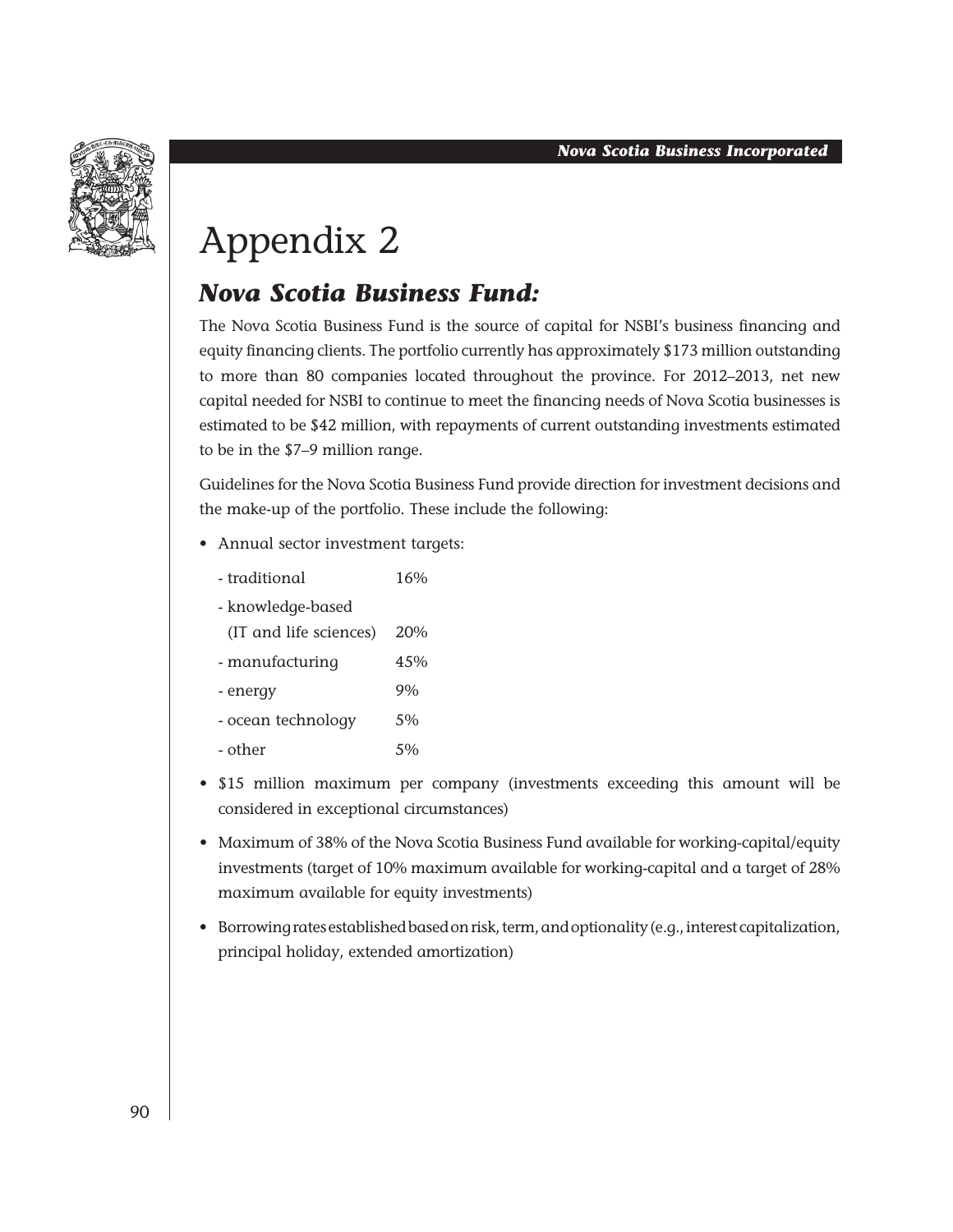# Appendix 2

## *Nova Scotia Business Fund:*

The Nova Scotia Business Fund is the source of capital for NSBI's business financing and equity financing clients. The portfolio currently has approximately $173 million outstanding to more than 80 companies located throughout the province. For 2012–2013, net new capital needed for NSBI to continue to meet the financing needs of Nova Scotia businesses is estimated to be $42 million, with repayments of current outstanding investments estimated to be in the $7–9 million range.

Guidelines for the Nova Scotia Business Fund provide direction for investment decisions and the make-up of the portfolio. These include the following:

- Annual sector investment targets:

| | |
|---|---|
| - traditional | 16% |
| - knowledge-based (IT and life sciences) | 20% |
| - manufacturing | 45% |
| - energy | 9% |
| - ocean technology | 5% |
| - other | 5% |

- $15 million maximum per company (investments exceeding this amount will be considered in exceptional circumstances)
- Maximum of 38% of the Nova Scotia Business Fund available for working-capital/equity investments (target of 10% maximum available for working-capital and a target of 28% maximum available for equity investments)
- Borrowing rates established based on risk, term, and optionality (e.g., interest capitalization, principal holiday, extended amortization)